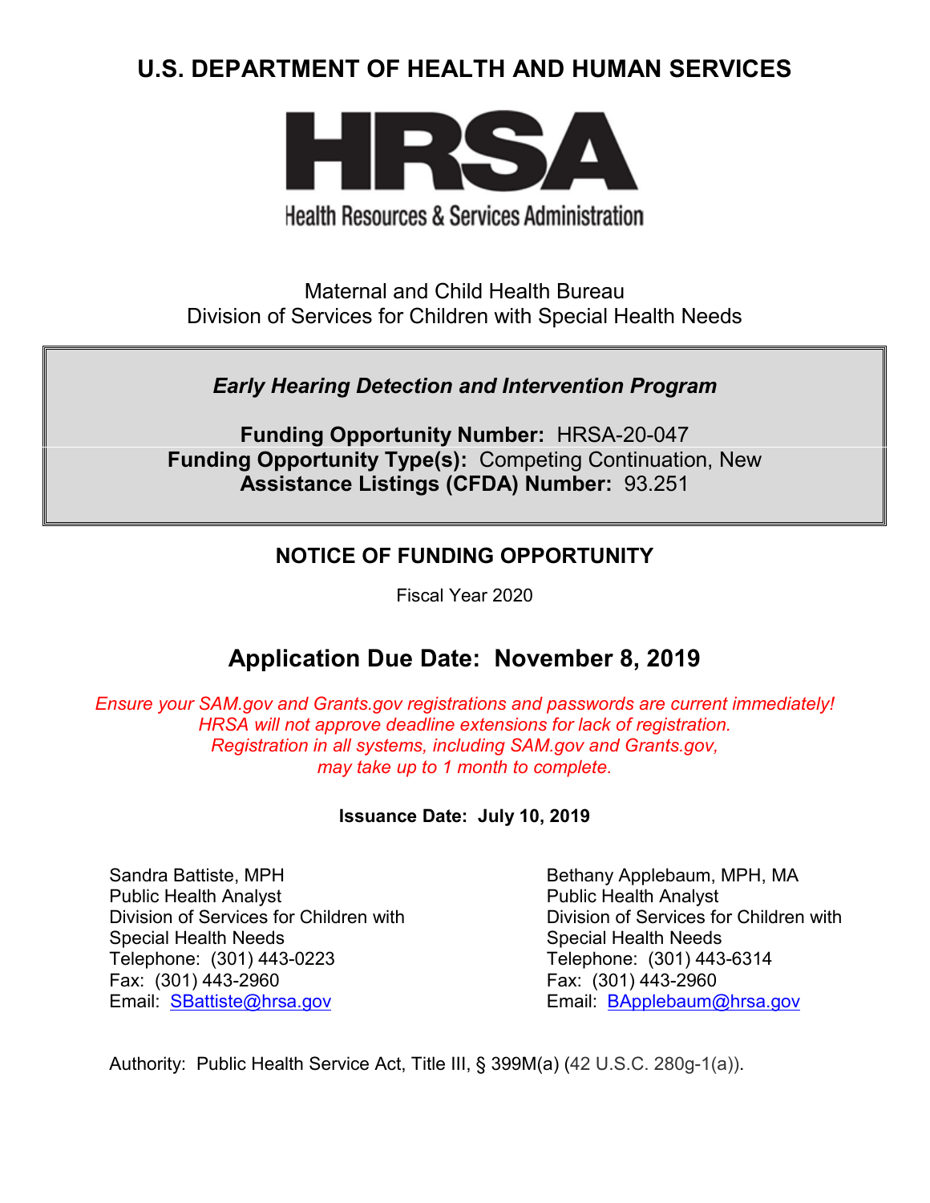# U.S. DEPARTMENT OF HEALTH AND HUMAN SERVICES

HRSA

Health Resources & Services Administration

Maternal and Child Health Bureau
Division of Services for Children with Special Health Needs

*Early Hearing Detection and Intervention Program*

**Funding Opportunity Number:** HRSA-20-047
**Funding Opportunity Type(s):** Competing Continuation, New
**Assistance Listings (CFDA) Number:** 93.251

## NOTICE OF FUNDING OPPORTUNITY

Fiscal Year 2020

## Application Due Date: November 8, 2019

*Ensure your SAM.gov and Grants.gov registrations and passwords are current immediately!*
*HRSA will not approve deadline extensions for lack of registration.*
*Registration in all systems, including SAM.gov and Grants.gov,*
*may take up to 1 month to complete.*

**Issuance Date: July 10, 2019**

Sandra Battiste, MPH
Public Health Analyst
Division of Services for Children with Special Health Needs
Telephone: (301) 443-0223
Fax: (301) 443-2960
Email: SBattiste@hrsa.gov

Bethany Applebaum, MPH, MA
Public Health Analyst
Division of Services for Children with Special Health Needs
Telephone: (301) 443-6314
Fax: (301) 443-2960
Email: BApplebaum@hrsa.gov

Authority: Public Health Service Act, Title III, § 399M(a) (42 U.S.C. 280g-1(a)).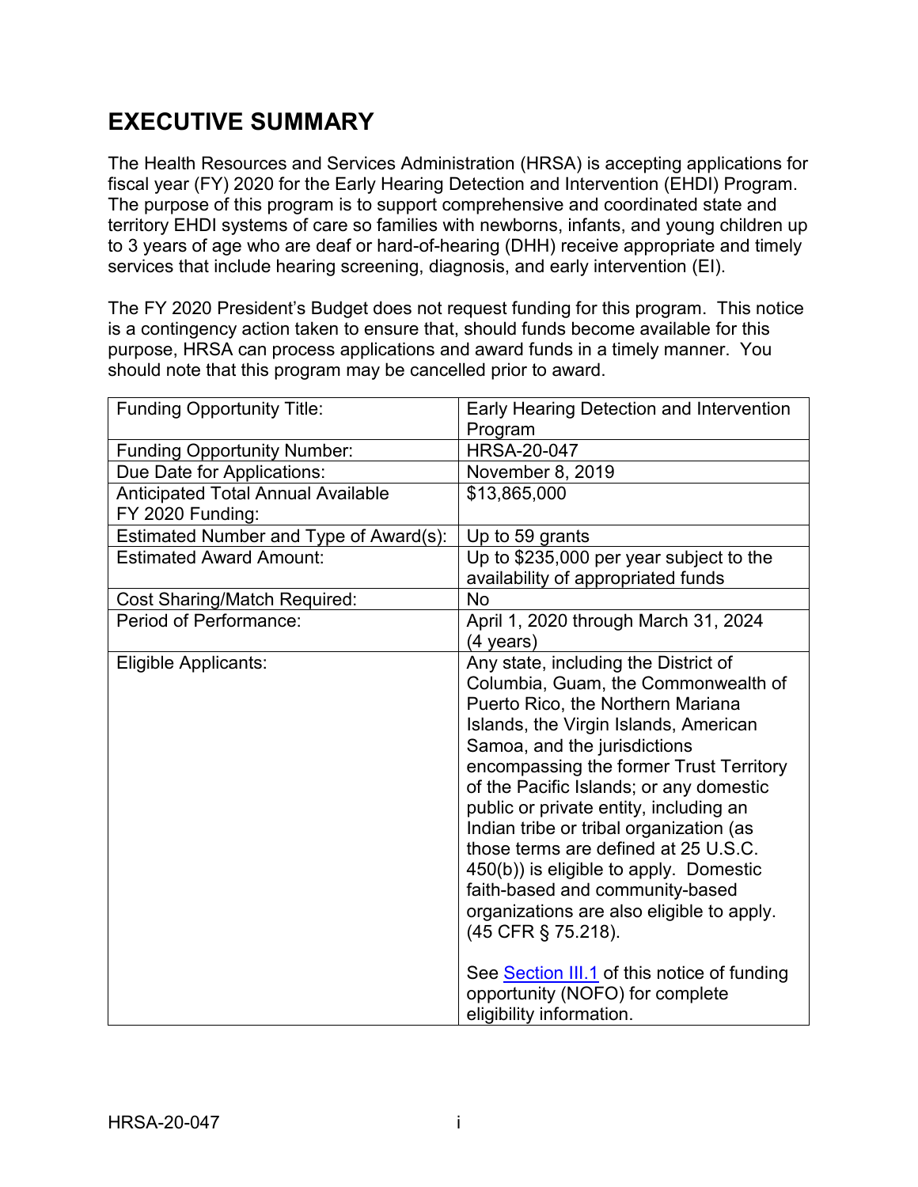# EXECUTIVE SUMMARY

The Health Resources and Services Administration (HRSA) is accepting applications for fiscal year (FY) 2020 for the Early Hearing Detection and Intervention (EHDI) Program. The purpose of this program is to support comprehensive and coordinated state and territory EHDI systems of care so families with newborns, infants, and young children up to 3 years of age who are deaf or hard-of-hearing (DHH) receive appropriate and timely services that include hearing screening, diagnosis, and early intervention (EI).

The FY 2020 President's Budget does not request funding for this program. This notice is a contingency action taken to ensure that, should funds become available for this purpose, HRSA can process applications and award funds in a timely manner. You should note that this program may be cancelled prior to award.

| | |
|---|---|
| Funding Opportunity Title: | Early Hearing Detection and Intervention Program |
| Funding Opportunity Number: | HRSA-20-047 |
| Due Date for Applications: | November 8, 2019 |
| Anticipated Total Annual Available FY 2020 Funding: | $13,865,000 |
| Estimated Number and Type of Award(s): | Up to 59 grants |
| Estimated Award Amount: | Up to $235,000 per year subject to the availability of appropriated funds |
| Cost Sharing/Match Required: | No |
| Period of Performance: | April 1, 2020 through March 31, 2024 (4 years) |
| Eligible Applicants: | Any state, including the District of Columbia, Guam, the Commonwealth of Puerto Rico, the Northern Mariana Islands, the Virgin Islands, American Samoa, and the jurisdictions encompassing the former Trust Territory of the Pacific Islands; or any domestic public or private entity, including an Indian tribe or tribal organization (as those terms are defined at 25 U.S.C. 450(b)) is eligible to apply. Domestic faith-based and community-based organizations are also eligible to apply. (45 CFR § 75.218).<br><br>See Section III.1 of this notice of funding opportunity (NOFO) for complete eligibility information. |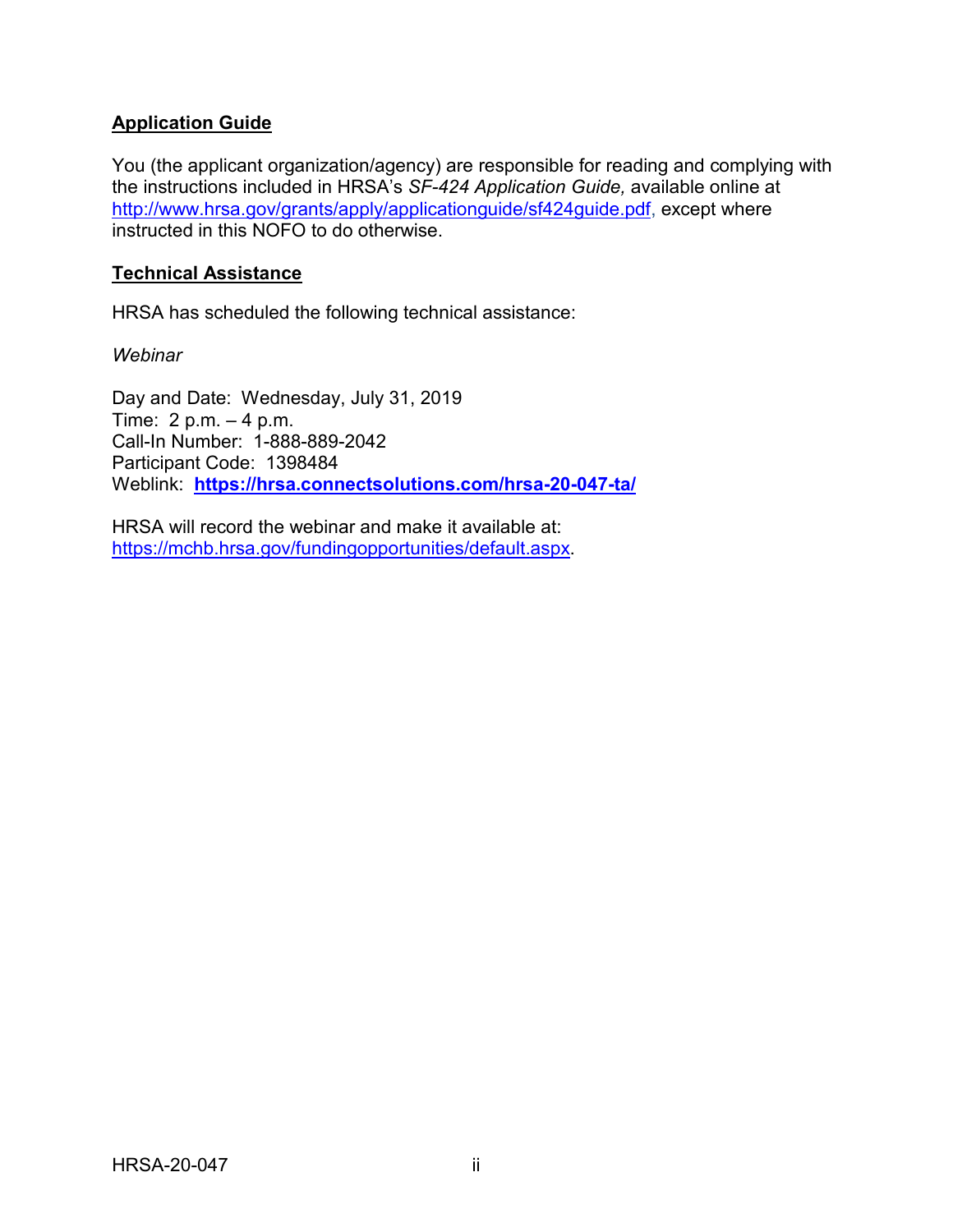## Application Guide

You (the applicant organization/agency) are responsible for reading and complying with the instructions included in HRSA's *SF-424 Application Guide,* available online at http://www.hrsa.gov/grants/apply/applicationguide/sf424guide.pdf, except where instructed in this NOFO to do otherwise.

## Technical Assistance

HRSA has scheduled the following technical assistance:

*Webinar*

Day and Date: Wednesday, July 31, 2019
Time: 2 p.m. – 4 p.m.
Call-In Number: 1-888-889-2042
Participant Code: 1398484
Weblink: **https://hrsa.connectsolutions.com/hrsa-20-047-ta/**

HRSA will record the webinar and make it available at: https://mchb.hrsa.gov/fundingopportunities/default.aspx.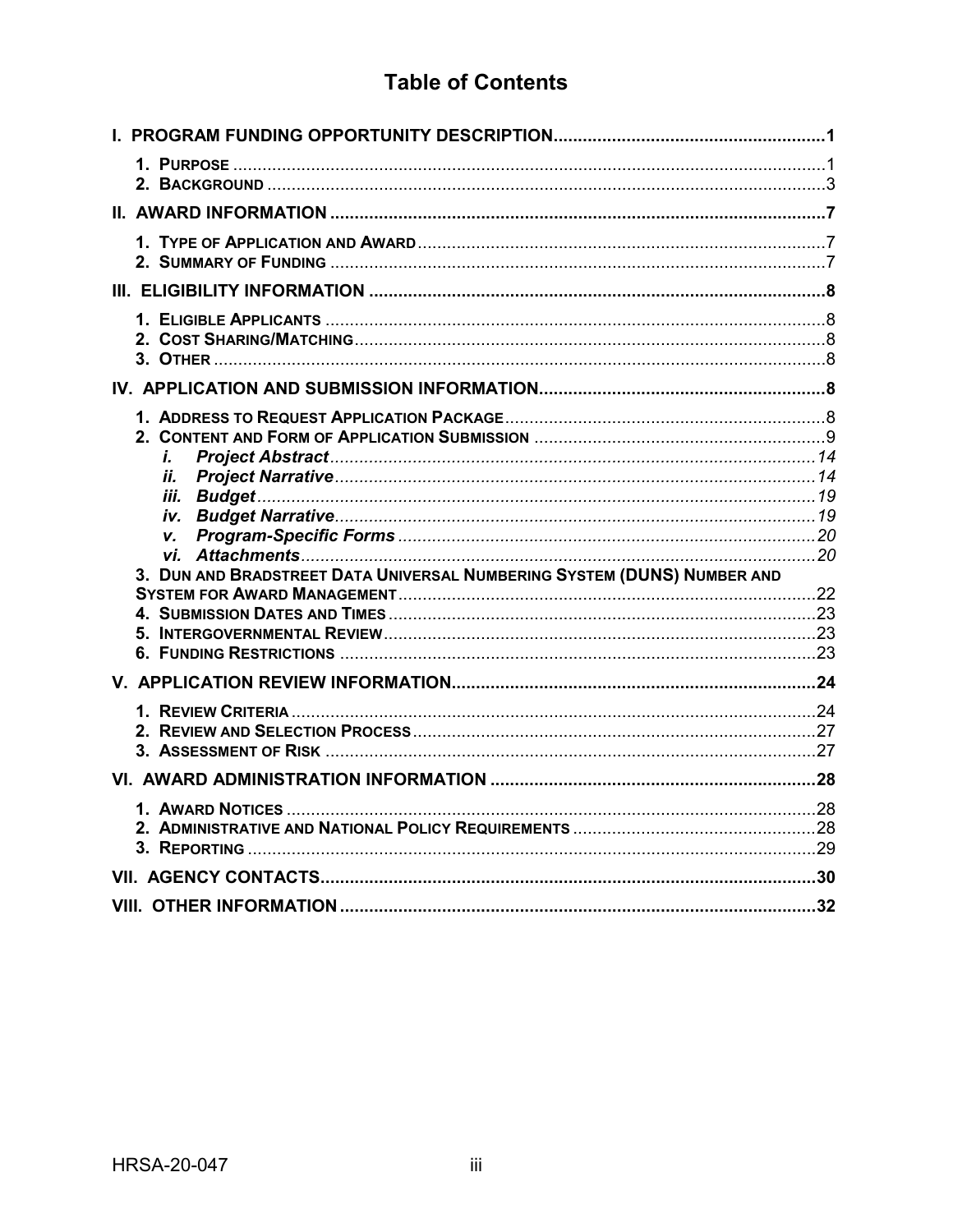# Table of Contents

**I. PROGRAM FUNDING OPPORTUNITY DESCRIPTION....................................................... 1**

1. PURPOSE ........................................................................................................ 1
2. BACKGROUND ................................................................................................. 3

**II. AWARD INFORMATION ..................................................................................... 7**

1. TYPE OF APPLICATION AND AWARD ................................................................. 7
2. SUMMARY OF FUNDING ................................................................................... 7

**III. ELIGIBILITY INFORMATION ............................................................................ 8**

1. ELIGIBLE APPLICANTS ..................................................................................... 8
2. COST SHARING/MATCHING ............................................................................... 8
3. OTHER ............................................................................................................ 8

**IV. APPLICATION AND SUBMISSION INFORMATION .......................................... 8**

1. ADDRESS TO REQUEST APPLICATION PACKAGE ................................................. 8
2. CONTENT AND FORM OF APPLICATION SUBMISSION ........................................... 9
   - *i. Project Abstract* ....................................................................................... *14*
   - *ii. Project Narrative* ..................................................................................... *14*
   - *iii. Budget* .................................................................................................... *19*
   - *iv. Budget Narrative* ..................................................................................... *19*
   - *v. Program-Specific Forms* ............................................................................ *20*
   - *vi. Attachments* ............................................................................................ *20*
3. DUN AND BRADSTREET DATA UNIVERSAL NUMBERING SYSTEM (DUNS) NUMBER AND SYSTEM FOR AWARD MANAGEMENT ....................................................................... 22
4. SUBMISSION DATES AND TIMES ....................................................................... 23
5. INTERGOVERNMENTAL REVIEW ....................................................................... 23
6. FUNDING RESTRICTIONS ................................................................................ 23

**V. APPLICATION REVIEW INFORMATION .......................................................... 24**

1. REVIEW CRITERIA ........................................................................................... 24
2. REVIEW AND SELECTION PROCESS .................................................................. 27
3. ASSESSMENT OF RISK .................................................................................... 27

**VI. AWARD ADMINISTRATION INFORMATION .................................................. 28**

1. AWARD NOTICES ............................................................................................ 28
2. ADMINISTRATIVE AND NATIONAL POLICY REQUIREMENTS ................................. 28
3. REPORTING .................................................................................................... 29

**VII. AGENCY CONTACTS ...................................................................................... 30**

**VIII. OTHER INFORMATION ................................................................................. 32**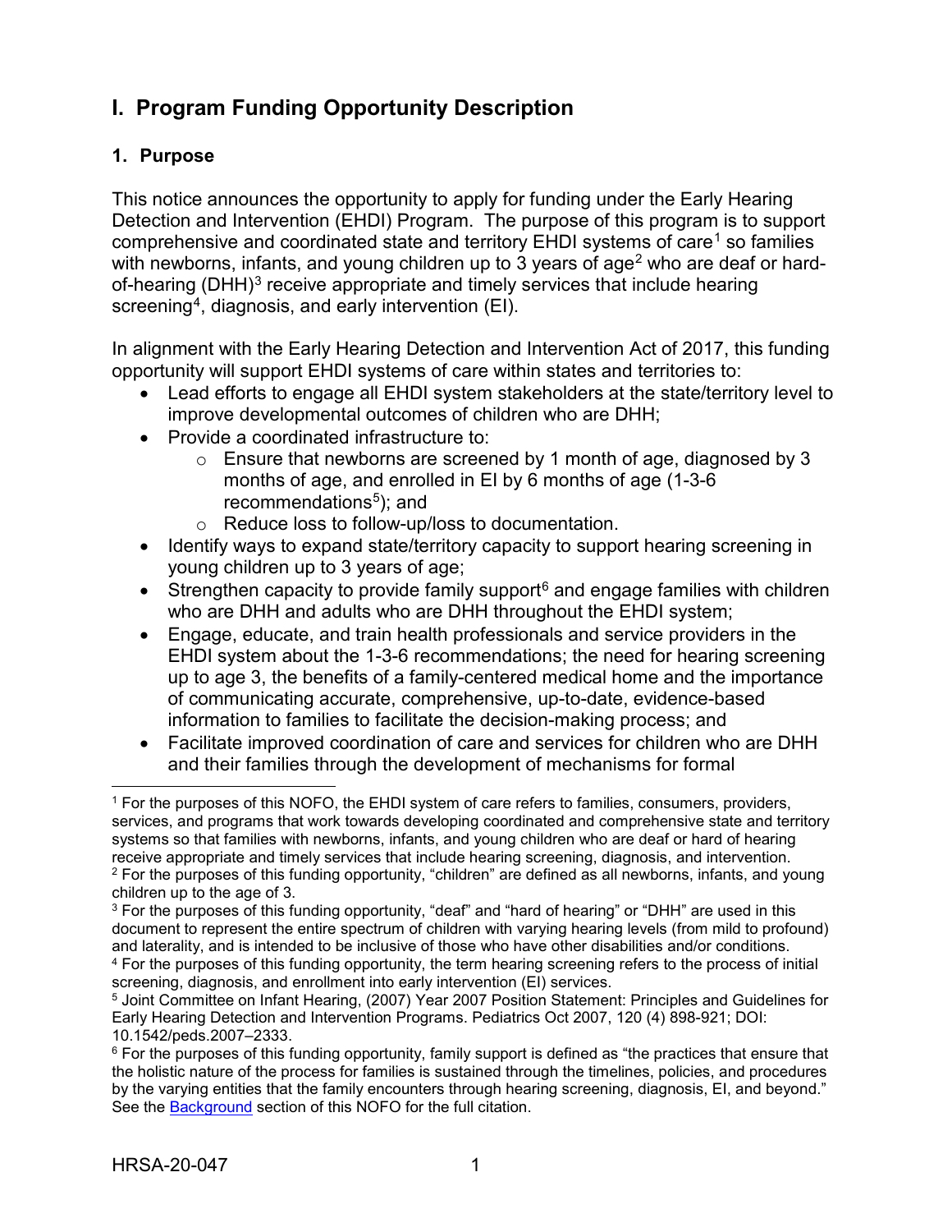# I. Program Funding Opportunity Description

## 1. Purpose

This notice announces the opportunity to apply for funding under the Early Hearing Detection and Intervention (EHDI) Program. The purpose of this program is to support comprehensive and coordinated state and territory EHDI systems of care[1] so families with newborns, infants, and young children up to 3 years of age[2] who are deaf or hard-of-hearing (DHH)[3] receive appropriate and timely services that include hearing screening[4], diagnosis, and early intervention (EI).

In alignment with the Early Hearing Detection and Intervention Act of 2017, this funding opportunity will support EHDI systems of care within states and territories to:

- Lead efforts to engage all EHDI system stakeholders at the state/territory level to improve developmental outcomes of children who are DHH;
- Provide a coordinated infrastructure to:
  - Ensure that newborns are screened by 1 month of age, diagnosed by 3 months of age, and enrolled in EI by 6 months of age (1-3-6 recommendations[5]); and
  - Reduce loss to follow-up/loss to documentation.
- Identify ways to expand state/territory capacity to support hearing screening in young children up to 3 years of age;
- Strengthen capacity to provide family support[6] and engage families with children who are DHH and adults who are DHH throughout the EHDI system;
- Engage, educate, and train health professionals and service providers in the EHDI system about the 1-3-6 recommendations; the need for hearing screening up to age 3, the benefits of a family-centered medical home and the importance of communicating accurate, comprehensive, up-to-date, evidence-based information to families to facilitate the decision-making process; and
- Facilitate improved coordination of care and services for children who are DHH and their families through the development of mechanisms for formal

---

[1] For the purposes of this NOFO, the EHDI system of care refers to families, consumers, providers, services, and programs that work towards developing coordinated and comprehensive state and territory systems so that families with newborns, infants, and young children who are deaf or hard of hearing receive appropriate and timely services that include hearing screening, diagnosis, and intervention.

[2] For the purposes of this funding opportunity, "children" are defined as all newborns, infants, and young children up to the age of 3.

[3] For the purposes of this funding opportunity, "deaf" and "hard of hearing" or "DHH" are used in this document to represent the entire spectrum of children with varying hearing levels (from mild to profound) and laterality, and is intended to be inclusive of those who have other disabilities and/or conditions.

[4] For the purposes of this funding opportunity, the term hearing screening refers to the process of initial screening, diagnosis, and enrollment into early intervention (EI) services.

[5] Joint Committee on Infant Hearing, (2007) Year 2007 Position Statement: Principles and Guidelines for Early Hearing Detection and Intervention Programs. Pediatrics Oct 2007, 120 (4) 898-921; DOI: 10.1542/peds.2007–2333.

[6] For the purposes of this funding opportunity, family support is defined as "the practices that ensure that the holistic nature of the process for families is sustained through the timelines, policies, and procedures by the varying entities that the family encounters through hearing screening, diagnosis, EI, and beyond." See the Background section of this NOFO for the full citation.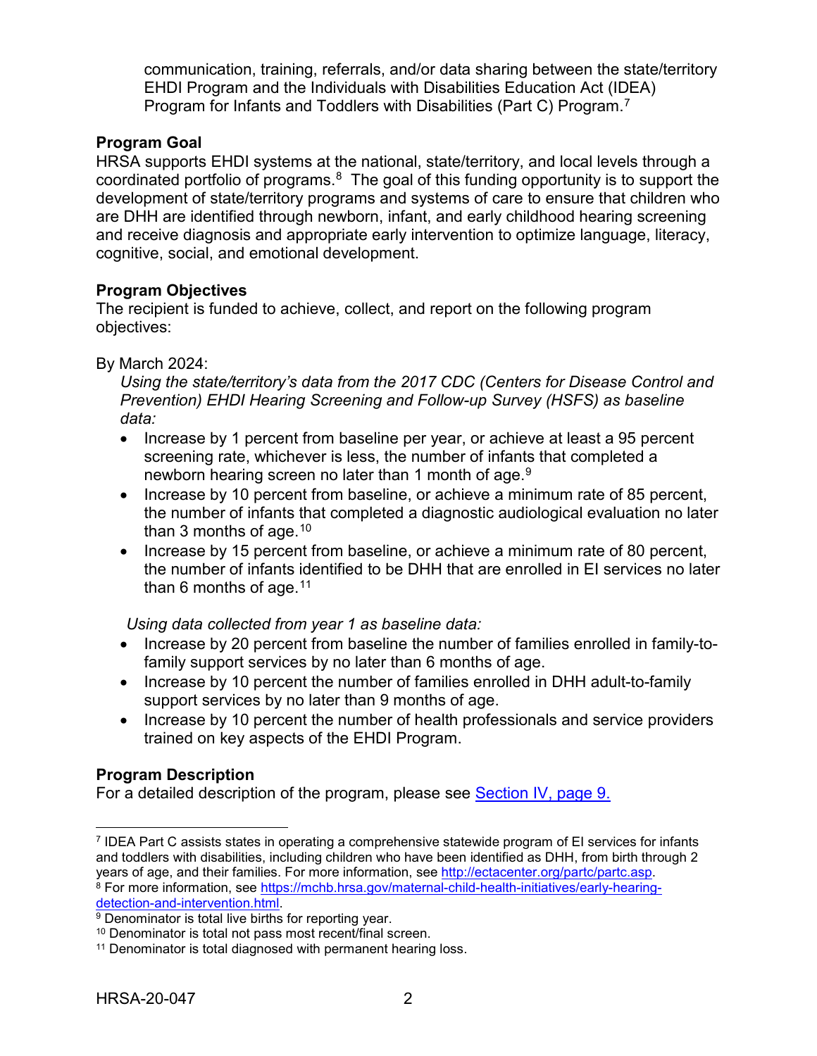communication, training, referrals, and/or data sharing between the state/territory EHDI Program and the Individuals with Disabilities Education Act (IDEA) Program for Infants and Toddlers with Disabilities (Part C) Program.[7]

**Program Goal**

HRSA supports EHDI systems at the national, state/territory, and local levels through a coordinated portfolio of programs.[8] The goal of this funding opportunity is to support the development of state/territory programs and systems of care to ensure that children who are DHH are identified through newborn, infant, and early childhood hearing screening and receive diagnosis and appropriate early intervention to optimize language, literacy, cognitive, social, and emotional development.

**Program Objectives**

The recipient is funded to achieve, collect, and report on the following program objectives:

By March 2024:

*Using the state/territory's data from the 2017 CDC (Centers for Disease Control and Prevention) EHDI Hearing Screening and Follow-up Survey (HSFS) as baseline data:*

- Increase by 1 percent from baseline per year, or achieve at least a 95 percent screening rate, whichever is less, the number of infants that completed a newborn hearing screen no later than 1 month of age.[9]
- Increase by 10 percent from baseline, or achieve a minimum rate of 85 percent, the number of infants that completed a diagnostic audiological evaluation no later than 3 months of age.[10]
- Increase by 15 percent from baseline, or achieve a minimum rate of 80 percent, the number of infants identified to be DHH that are enrolled in EI services no later than 6 months of age.[11]

*Using data collected from year 1 as baseline data:*

- Increase by 20 percent from baseline the number of families enrolled in family-to-family support services by no later than 6 months of age.
- Increase by 10 percent the number of families enrolled in DHH adult-to-family support services by no later than 9 months of age.
- Increase by 10 percent the number of health professionals and service providers trained on key aspects of the EHDI Program.

**Program Description**

For a detailed description of the program, please see [Section IV, page 9.](#)

---

[7] IDEA Part C assists states in operating a comprehensive statewide program of EI services for infants and toddlers with disabilities, including children who have been identified as DHH, from birth through 2 years of age, and their families. For more information, see http://ectacenter.org/partc/partc.asp.

[8] For more information, see https://mchb.hrsa.gov/maternal-child-health-initiatives/early-hearing-detection-and-intervention.html.

[9] Denominator is total live births for reporting year.

[10] Denominator is total not pass most recent/final screen.

[11] Denominator is total diagnosed with permanent hearing loss.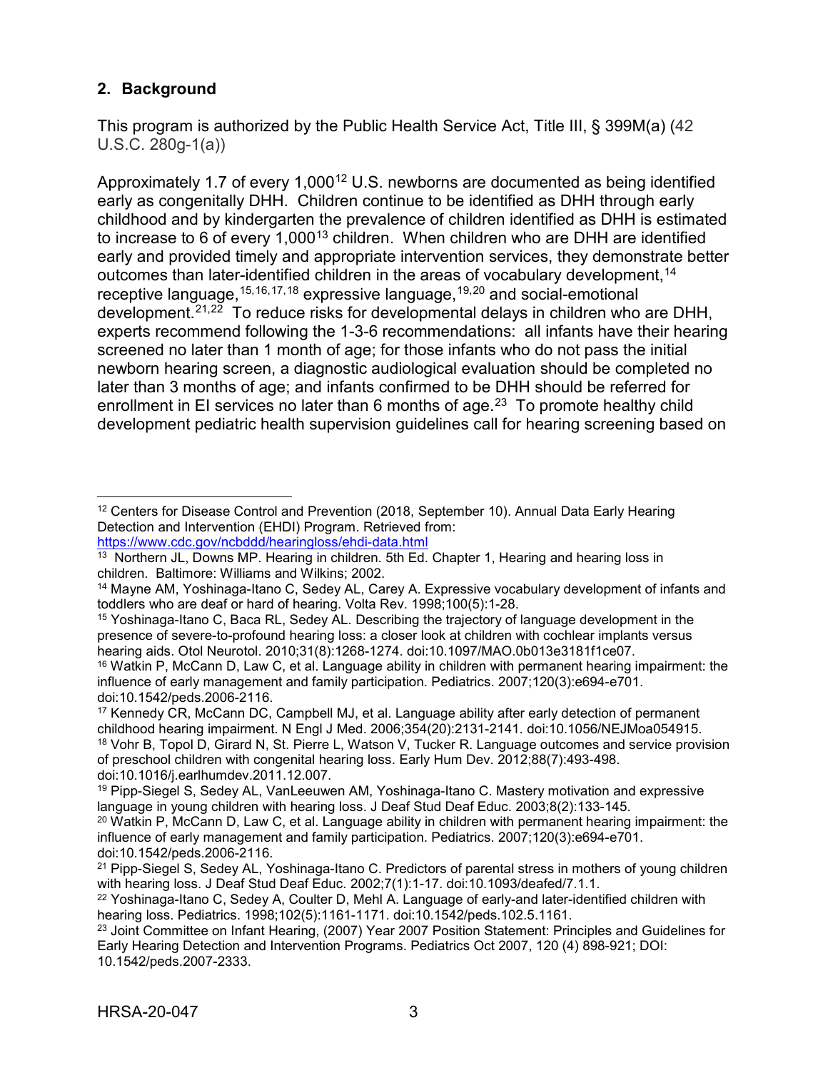## 2. Background

This program is authorized by the Public Health Service Act, Title III, § 399M(a) (42 U.S.C. 280g-1(a))

Approximately 1.7 of every 1,000[12] U.S. newborns are documented as being identified early as congenitally DHH. Children continue to be identified as DHH through early childhood and by kindergarten the prevalence of children identified as DHH is estimated to increase to 6 of every 1,000[13] children. When children who are DHH are identified early and provided timely and appropriate intervention services, they demonstrate better outcomes than later-identified children in the areas of vocabulary development,[14] receptive language,[15,16,17,18] expressive language,[19,20] and social-emotional development.[21,22] To reduce risks for developmental delays in children who are DHH, experts recommend following the 1-3-6 recommendations: all infants have their hearing screened no later than 1 month of age; for those infants who do not pass the initial newborn hearing screen, a diagnostic audiological evaluation should be completed no later than 3 months of age; and infants confirmed to be DHH should be referred for enrollment in EI services no later than 6 months of age.[23] To promote healthy child development pediatric health supervision guidelines call for hearing screening based on

---

[12] Centers for Disease Control and Prevention (2018, September 10). Annual Data Early Hearing Detection and Intervention (EHDI) Program. Retrieved from: https://www.cdc.gov/ncbddd/hearingloss/ehdi-data.html

[13] Northern JL, Downs MP. Hearing in children. 5th Ed. Chapter 1, Hearing and hearing loss in children. Baltimore: Williams and Wilkins; 2002.

[14] Mayne AM, Yoshinaga-Itano C, Sedey AL, Carey A. Expressive vocabulary development of infants and toddlers who are deaf or hard of hearing. Volta Rev. 1998;100(5):1-28.

[15] Yoshinaga-Itano C, Baca RL, Sedey AL. Describing the trajectory of language development in the presence of severe-to-profound hearing loss: a closer look at children with cochlear implants versus hearing aids. Otol Neurotol. 2010;31(8):1268-1274. doi:10.1097/MAO.0b013e3181f1ce07.

[16] Watkin P, McCann D, Law C, et al. Language ability in children with permanent hearing impairment: the influence of early management and family participation. Pediatrics. 2007;120(3):e694-e701. doi:10.1542/peds.2006-2116.

[17] Kennedy CR, McCann DC, Campbell MJ, et al. Language ability after early detection of permanent childhood hearing impairment. N Engl J Med. 2006;354(20):2131-2141. doi:10.1056/NEJMoa054915.

[18] Vohr B, Topol D, Girard N, St. Pierre L, Watson V, Tucker R. Language outcomes and service provision of preschool children with congenital hearing loss. Early Hum Dev. 2012;88(7):493-498. doi:10.1016/j.earlhumdev.2011.12.007.

[19] Pipp-Siegel S, Sedey AL, VanLeeuwen AM, Yoshinaga-Itano C. Mastery motivation and expressive language in young children with hearing loss. J Deaf Stud Deaf Educ. 2003;8(2):133-145.

[20] Watkin P, McCann D, Law C, et al. Language ability in children with permanent hearing impairment: the influence of early management and family participation. Pediatrics. 2007;120(3):e694-e701. doi:10.1542/peds.2006-2116.

[21] Pipp-Siegel S, Sedey AL, Yoshinaga-Itano C. Predictors of parental stress in mothers of young children with hearing loss. J Deaf Stud Deaf Educ. 2002;7(1):1-17. doi:10.1093/deafed/7.1.1.

[22] Yoshinaga-Itano C, Sedey A, Coulter D, Mehl A. Language of early-and later-identified children with hearing loss. Pediatrics. 1998;102(5):1161-1171. doi:10.1542/peds.102.5.1161.

[23] Joint Committee on Infant Hearing, (2007) Year 2007 Position Statement: Principles and Guidelines for Early Hearing Detection and Intervention Programs. Pediatrics Oct 2007, 120 (4) 898-921; DOI: 10.1542/peds.2007-2333.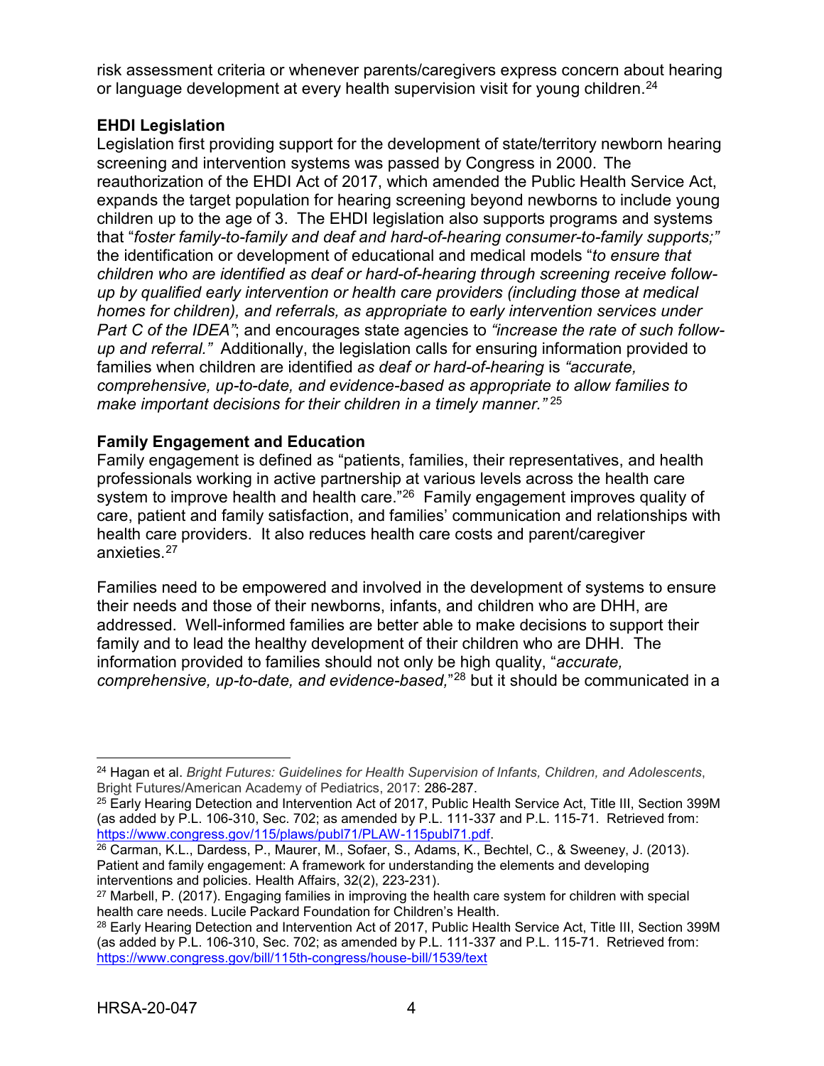risk assessment criteria or whenever parents/caregivers express concern about hearing or language development at every health supervision visit for young children.[24]

**EHDI Legislation**

Legislation first providing support for the development of state/territory newborn hearing screening and intervention systems was passed by Congress in 2000. The reauthorization of the EHDI Act of 2017, which amended the Public Health Service Act, expands the target population for hearing screening beyond newborns to include young children up to the age of 3. The EHDI legislation also supports programs and systems that "*foster family-to-family and deaf and hard-of-hearing consumer-to-family supports;"* the identification or development of educational and medical models "*to ensure that children who are identified as deaf or hard-of-hearing through screening receive follow-up by qualified early intervention or health care providers (including those at medical homes for children), and referrals, as appropriate to early intervention services under Part C of the IDEA"*; and encourages state agencies to *"increase the rate of such follow-up and referral."* Additionally, the legislation calls for ensuring information provided to families when children are identified *as deaf or hard-of-hearing* is *"accurate, comprehensive, up-to-date, and evidence-based as appropriate to allow families to make important decisions for their children in a timely manner."* [25]

**Family Engagement and Education**

Family engagement is defined as "patients, families, their representatives, and health professionals working in active partnership at various levels across the health care system to improve health and health care."[26] Family engagement improves quality of care, patient and family satisfaction, and families' communication and relationships with health care providers. It also reduces health care costs and parent/caregiver anxieties.[27]

Families need to be empowered and involved in the development of systems to ensure their needs and those of their newborns, infants, and children who are DHH, are addressed. Well-informed families are better able to make decisions to support their family and to lead the healthy development of their children who are DHH. The information provided to families should not only be high quality, "*accurate, comprehensive, up-to-date, and evidence-based,*"[28] but it should be communicated in a

---

[24] Hagan et al. *Bright Futures: Guidelines for Health Supervision of Infants, Children, and Adolescents*, Bright Futures/American Academy of Pediatrics, 2017: 286-287.

[25] Early Hearing Detection and Intervention Act of 2017, Public Health Service Act, Title III, Section 399M (as added by P.L. 106-310, Sec. 702; as amended by P.L. 111-337 and P.L. 115-71. Retrieved from: https://www.congress.gov/115/plaws/publ71/PLAW-115publ71.pdf.

[26] Carman, K.L., Dardess, P., Maurer, M., Sofaer, S., Adams, K., Bechtel, C., & Sweeney, J. (2013). Patient and family engagement: A framework for understanding the elements and developing interventions and policies. Health Affairs, 32(2), 223-231).

[27] Marbell, P. (2017). Engaging families in improving the health care system for children with special health care needs. Lucile Packard Foundation for Children's Health.

[28] Early Hearing Detection and Intervention Act of 2017, Public Health Service Act, Title III, Section 399M (as added by P.L. 106-310, Sec. 702; as amended by P.L. 111-337 and P.L. 115-71. Retrieved from: https://www.congress.gov/bill/115th-congress/house-bill/1539/text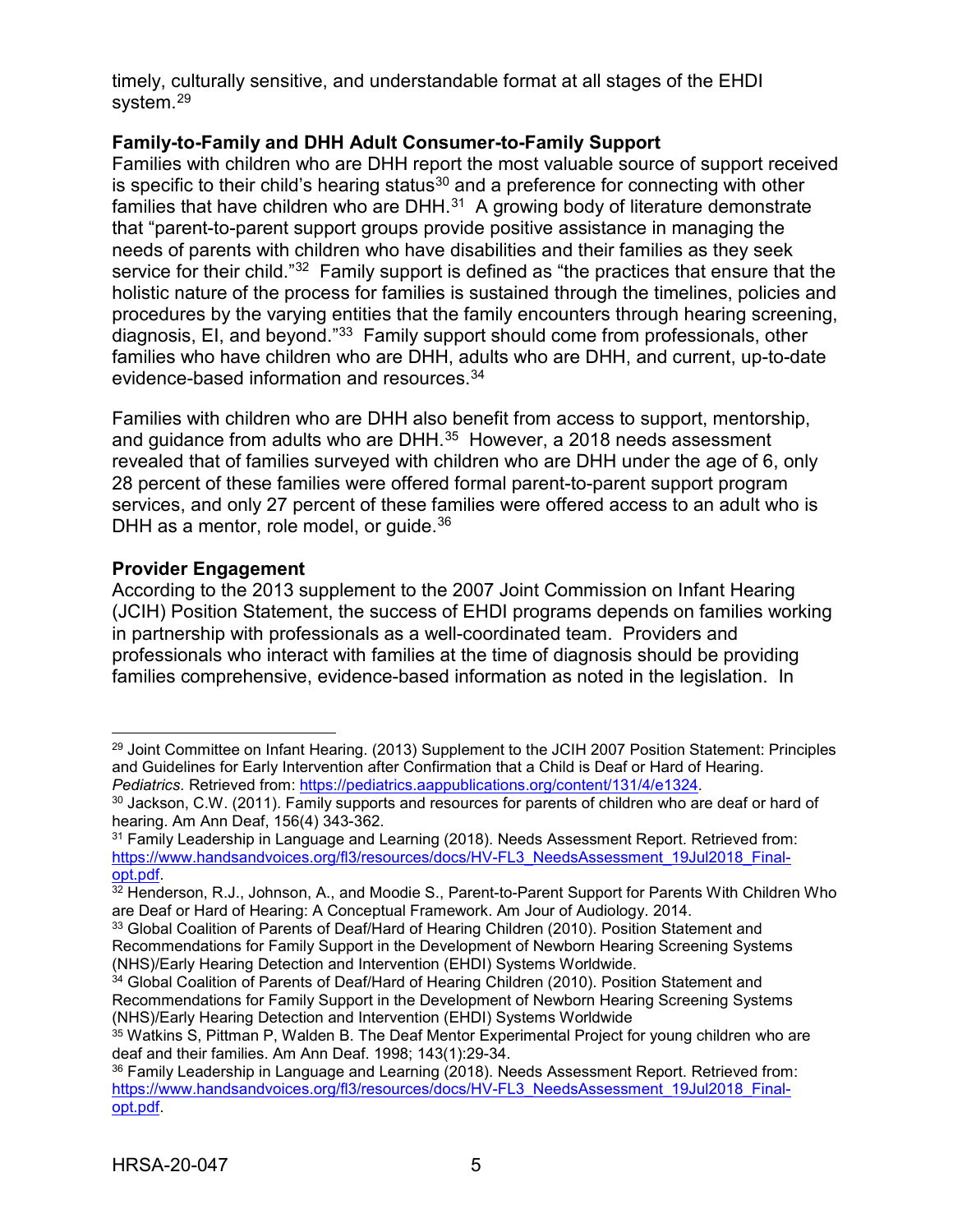timely, culturally sensitive, and understandable format at all stages of the EHDI system.[29]

**Family-to-Family and DHH Adult Consumer-to-Family Support**

Families with children who are DHH report the most valuable source of support received is specific to their child's hearing status[30] and a preference for connecting with other families that have children who are DHH.[31] A growing body of literature demonstrate that "parent-to-parent support groups provide positive assistance in managing the needs of parents with children who have disabilities and their families as they seek service for their child."[32] Family support is defined as "the practices that ensure that the holistic nature of the process for families is sustained through the timelines, policies and procedures by the varying entities that the family encounters through hearing screening, diagnosis, EI, and beyond."[33] Family support should come from professionals, other families who have children who are DHH, adults who are DHH, and current, up-to-date evidence-based information and resources.[34]

Families with children who are DHH also benefit from access to support, mentorship, and guidance from adults who are DHH.[35] However, a 2018 needs assessment revealed that of families surveyed with children who are DHH under the age of 6, only 28 percent of these families were offered formal parent-to-parent support program services, and only 27 percent of these families were offered access to an adult who is DHH as a mentor, role model, or guide.[36]

**Provider Engagement**

According to the 2013 supplement to the 2007 Joint Commission on Infant Hearing (JCIH) Position Statement, the success of EHDI programs depends on families working in partnership with professionals as a well-coordinated team. Providers and professionals who interact with families at the time of diagnosis should be providing families comprehensive, evidence-based information as noted in the legislation. In

---

[29] Joint Committee on Infant Hearing. (2013) Supplement to the JCIH 2007 Position Statement: Principles and Guidelines for Early Intervention after Confirmation that a Child is Deaf or Hard of Hearing. *Pediatrics.* Retrieved from: https://pediatrics.aappublications.org/content/131/4/e1324.

[30] Jackson, C.W. (2011). Family supports and resources for parents of children who are deaf or hard of hearing. Am Ann Deaf, 156(4) 343-362.

[31] Family Leadership in Language and Learning (2018). Needs Assessment Report. Retrieved from: https://www.handsandvoices.org/fl3/resources/docs/HV-FL3_NeedsAssessment_19Jul2018_Final-opt.pdf.

[32] Henderson, R.J., Johnson, A., and Moodie S., Parent-to-Parent Support for Parents With Children Who are Deaf or Hard of Hearing: A Conceptual Framework. Am Jour of Audiology. 2014.

[33] Global Coalition of Parents of Deaf/Hard of Hearing Children (2010). Position Statement and Recommendations for Family Support in the Development of Newborn Hearing Screening Systems (NHS)/Early Hearing Detection and Intervention (EHDI) Systems Worldwide.

[34] Global Coalition of Parents of Deaf/Hard of Hearing Children (2010). Position Statement and Recommendations for Family Support in the Development of Newborn Hearing Screening Systems (NHS)/Early Hearing Detection and Intervention (EHDI) Systems Worldwide

[35] Watkins S, Pittman P, Walden B. The Deaf Mentor Experimental Project for young children who are deaf and their families. Am Ann Deaf. 1998; 143(1):29-34.

[36] Family Leadership in Language and Learning (2018). Needs Assessment Report. Retrieved from: https://www.handsandvoices.org/fl3/resources/docs/HV-FL3_NeedsAssessment_19Jul2018_Final-opt.pdf.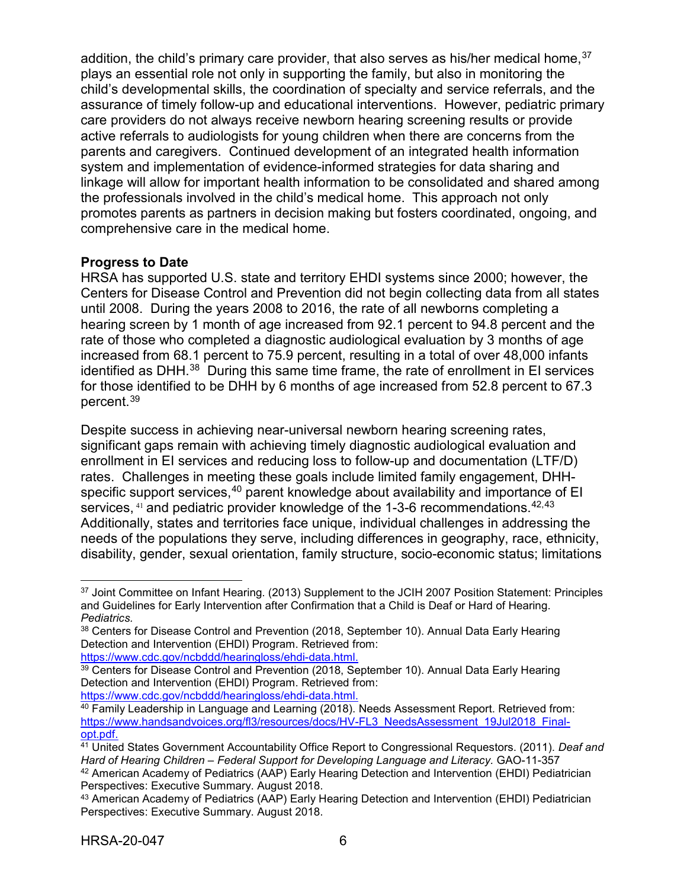addition, the child's primary care provider, that also serves as his/her medical home,[37] plays an essential role not only in supporting the family, but also in monitoring the child's developmental skills, the coordination of specialty and service referrals, and the assurance of timely follow-up and educational interventions. However, pediatric primary care providers do not always receive newborn hearing screening results or provide active referrals to audiologists for young children when there are concerns from the parents and caregivers. Continued development of an integrated health information system and implementation of evidence-informed strategies for data sharing and linkage will allow for important health information to be consolidated and shared among the professionals involved in the child's medical home. This approach not only promotes parents as partners in decision making but fosters coordinated, ongoing, and comprehensive care in the medical home.

**Progress to Date**

HRSA has supported U.S. state and territory EHDI systems since 2000; however, the Centers for Disease Control and Prevention did not begin collecting data from all states until 2008. During the years 2008 to 2016, the rate of all newborns completing a hearing screen by 1 month of age increased from 92.1 percent to 94.8 percent and the rate of those who completed a diagnostic audiological evaluation by 3 months of age increased from 68.1 percent to 75.9 percent, resulting in a total of over 48,000 infants identified as DHH.[38] During this same time frame, the rate of enrollment in EI services for those identified to be DHH by 6 months of age increased from 52.8 percent to 67.3 percent.[39]

Despite success in achieving near-universal newborn hearing screening rates, significant gaps remain with achieving timely diagnostic audiological evaluation and enrollment in EI services and reducing loss to follow-up and documentation (LTF/D) rates. Challenges in meeting these goals include limited family engagement, DHH-specific support services,[40] parent knowledge about availability and importance of EI services,[41] and pediatric provider knowledge of the 1-3-6 recommendations.[42,43] Additionally, states and territories face unique, individual challenges in addressing the needs of the populations they serve, including differences in geography, race, ethnicity, disability, gender, sexual orientation, family structure, socio-economic status; limitations

---

[37] Joint Committee on Infant Hearing. (2013) Supplement to the JCIH 2007 Position Statement: Principles and Guidelines for Early Intervention after Confirmation that a Child is Deaf or Hard of Hearing. *Pediatrics.*

[38] Centers for Disease Control and Prevention (2018, September 10). Annual Data Early Hearing Detection and Intervention (EHDI) Program. Retrieved from: https://www.cdc.gov/ncbddd/hearingloss/ehdi-data.html.

[39] Centers for Disease Control and Prevention (2018, September 10). Annual Data Early Hearing Detection and Intervention (EHDI) Program. Retrieved from: https://www.cdc.gov/ncbddd/hearingloss/ehdi-data.html.

[40] Family Leadership in Language and Learning (2018). Needs Assessment Report. Retrieved from: https://www.handsandvoices.org/fl3/resources/docs/HV-FL3_NeedsAssessment_19Jul2018_Final-opt.pdf.

[41] United States Government Accountability Office Report to Congressional Requestors. (2011). *Deaf and Hard of Hearing Children – Federal Support for Developing Language and Literacy.* GAO-11-357

[42] American Academy of Pediatrics (AAP) Early Hearing Detection and Intervention (EHDI) Pediatrician Perspectives: Executive Summary. August 2018.

[43] American Academy of Pediatrics (AAP) Early Hearing Detection and Intervention (EHDI) Pediatrician Perspectives: Executive Summary. August 2018.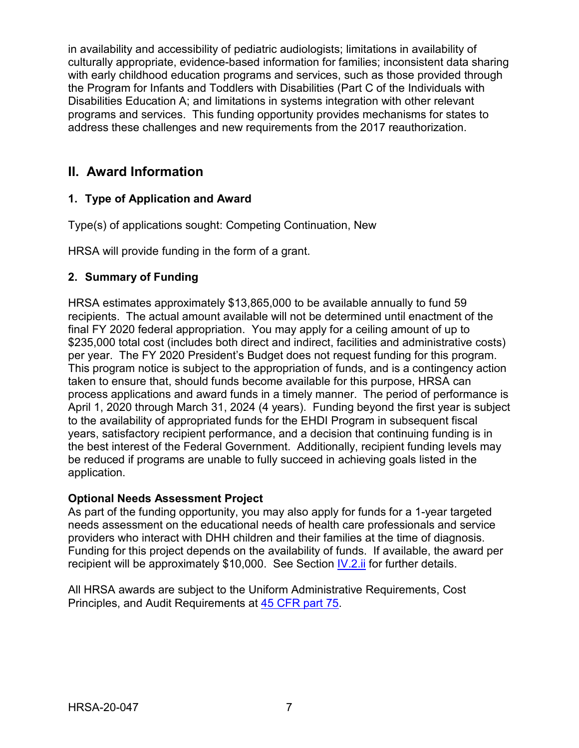in availability and accessibility of pediatric audiologists; limitations in availability of culturally appropriate, evidence-based information for families; inconsistent data sharing with early childhood education programs and services, such as those provided through the Program for Infants and Toddlers with Disabilities (Part C of the Individuals with Disabilities Education A; and limitations in systems integration with other relevant programs and services. This funding opportunity provides mechanisms for states to address these challenges and new requirements from the 2017 reauthorization.

## II. Award Information

### 1. Type of Application and Award

Type(s) of applications sought: Competing Continuation, New

HRSA will provide funding in the form of a grant.

### 2. Summary of Funding

HRSA estimates approximately $13,865,000 to be available annually to fund 59 recipients. The actual amount available will not be determined until enactment of the final FY 2020 federal appropriation. You may apply for a ceiling amount of up to $235,000 total cost (includes both direct and indirect, facilities and administrative costs) per year. The FY 2020 President's Budget does not request funding for this program. This program notice is subject to the appropriation of funds, and is a contingency action taken to ensure that, should funds become available for this purpose, HRSA can process applications and award funds in a timely manner. The period of performance is April 1, 2020 through March 31, 2024 (4 years). Funding beyond the first year is subject to the availability of appropriated funds for the EHDI Program in subsequent fiscal years, satisfactory recipient performance, and a decision that continuing funding is in the best interest of the Federal Government. Additionally, recipient funding levels may be reduced if programs are unable to fully succeed in achieving goals listed in the application.

**Optional Needs Assessment Project**
As part of the funding opportunity, you may also apply for funds for a 1-year targeted needs assessment on the educational needs of health care professionals and service providers who interact with DHH children and their families at the time of diagnosis. Funding for this project depends on the availability of funds. If available, the award per recipient will be approximately $10,000. See Section IV.2.ii for further details.

All HRSA awards are subject to the Uniform Administrative Requirements, Cost Principles, and Audit Requirements at 45 CFR part 75.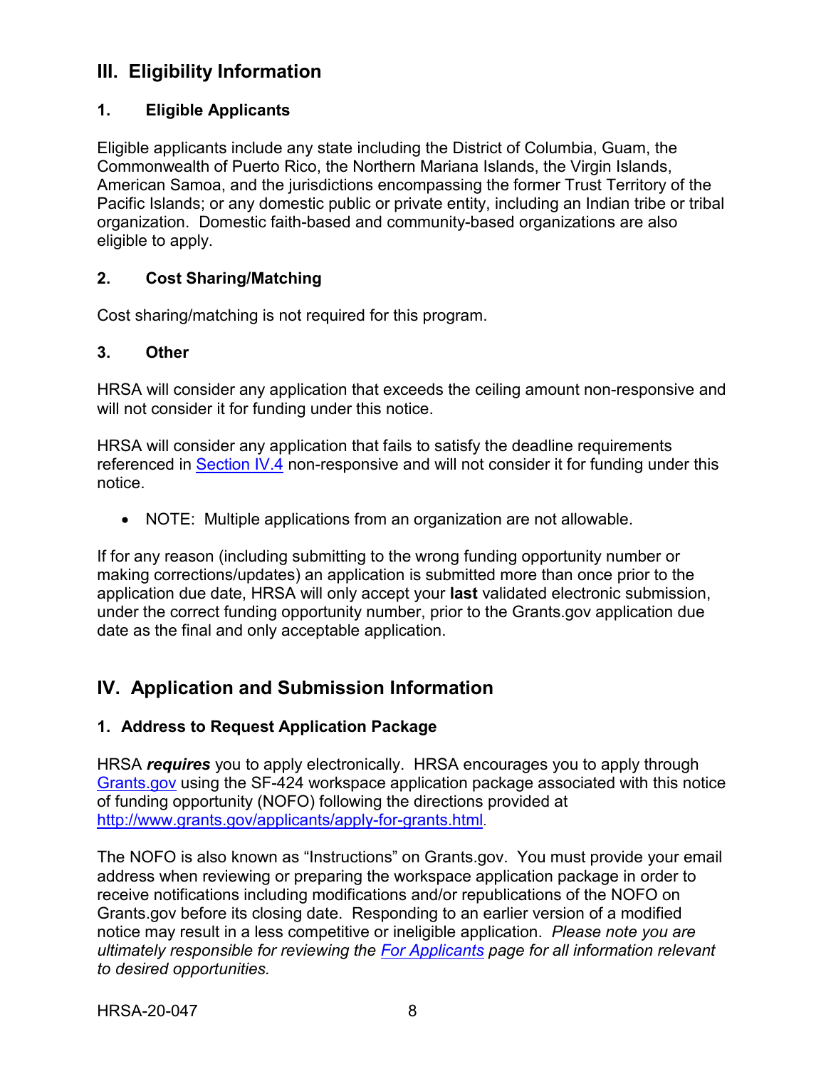## III. Eligibility Information

### 1. Eligible Applicants

Eligible applicants include any state including the District of Columbia, Guam, the Commonwealth of Puerto Rico, the Northern Mariana Islands, the Virgin Islands, American Samoa, and the jurisdictions encompassing the former Trust Territory of the Pacific Islands; or any domestic public or private entity, including an Indian tribe or tribal organization. Domestic faith-based and community-based organizations are also eligible to apply.

### 2. Cost Sharing/Matching

Cost sharing/matching is not required for this program.

### 3. Other

HRSA will consider any application that exceeds the ceiling amount non-responsive and will not consider it for funding under this notice.

HRSA will consider any application that fails to satisfy the deadline requirements referenced in Section IV.4 non-responsive and will not consider it for funding under this notice.

- NOTE: Multiple applications from an organization are not allowable.

If for any reason (including submitting to the wrong funding opportunity number or making corrections/updates) an application is submitted more than once prior to the application due date, HRSA will only accept your **last** validated electronic submission, under the correct funding opportunity number, prior to the Grants.gov application due date as the final and only acceptable application.

## IV. Application and Submission Information

### 1. Address to Request Application Package

HRSA ***requires*** you to apply electronically. HRSA encourages you to apply through Grants.gov using the SF-424 workspace application package associated with this notice of funding opportunity (NOFO) following the directions provided at http://www.grants.gov/applicants/apply-for-grants.html.

The NOFO is also known as "Instructions" on Grants.gov. You must provide your email address when reviewing or preparing the workspace application package in order to receive notifications including modifications and/or republications of the NOFO on Grants.gov before its closing date. Responding to an earlier version of a modified notice may result in a less competitive or ineligible application. *Please note you are ultimately responsible for reviewing the For Applicants page for all information relevant to desired opportunities.*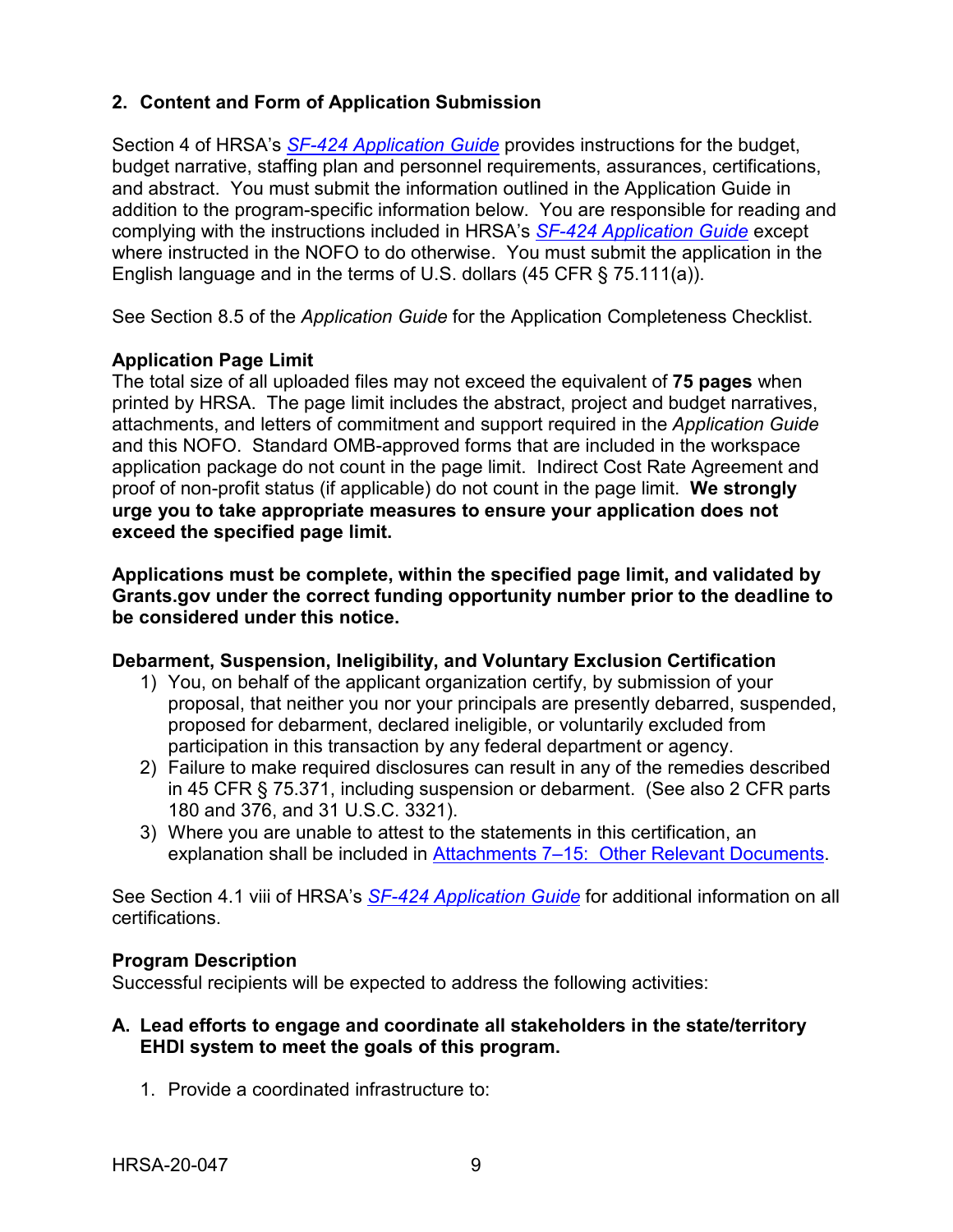## 2. Content and Form of Application Submission

Section 4 of HRSA's *SF-424 Application Guide* provides instructions for the budget, budget narrative, staffing plan and personnel requirements, assurances, certifications, and abstract. You must submit the information outlined in the Application Guide in addition to the program-specific information below. You are responsible for reading and complying with the instructions included in HRSA's *SF-424 Application Guide* except where instructed in the NOFO to do otherwise. You must submit the application in the English language and in the terms of U.S. dollars (45 CFR § 75.111(a)).

See Section 8.5 of the *Application Guide* for the Application Completeness Checklist.

### Application Page Limit

The total size of all uploaded files may not exceed the equivalent of **75 pages** when printed by HRSA. The page limit includes the abstract, project and budget narratives, attachments, and letters of commitment and support required in the *Application Guide* and this NOFO. Standard OMB-approved forms that are included in the workspace application package do not count in the page limit. Indirect Cost Rate Agreement and proof of non-profit status (if applicable) do not count in the page limit. **We strongly urge you to take appropriate measures to ensure your application does not exceed the specified page limit.**

**Applications must be complete, within the specified page limit, and validated by Grants.gov under the correct funding opportunity number prior to the deadline to be considered under this notice.**

### Debarment, Suspension, Ineligibility, and Voluntary Exclusion Certification

1) You, on behalf of the applicant organization certify, by submission of your proposal, that neither you nor your principals are presently debarred, suspended, proposed for debarment, declared ineligible, or voluntarily excluded from participation in this transaction by any federal department or agency.
2) Failure to make required disclosures can result in any of the remedies described in 45 CFR § 75.371, including suspension or debarment. (See also 2 CFR parts 180 and 376, and 31 U.S.C. 3321).
3) Where you are unable to attest to the statements in this certification, an explanation shall be included in Attachments 7–15: Other Relevant Documents.

See Section 4.1 viii of HRSA's *SF-424 Application Guide* for additional information on all certifications.

### Program Description

Successful recipients will be expected to address the following activities:

**A. Lead efforts to engage and coordinate all stakeholders in the state/territory EHDI system to meet the goals of this program.**

1. Provide a coordinated infrastructure to: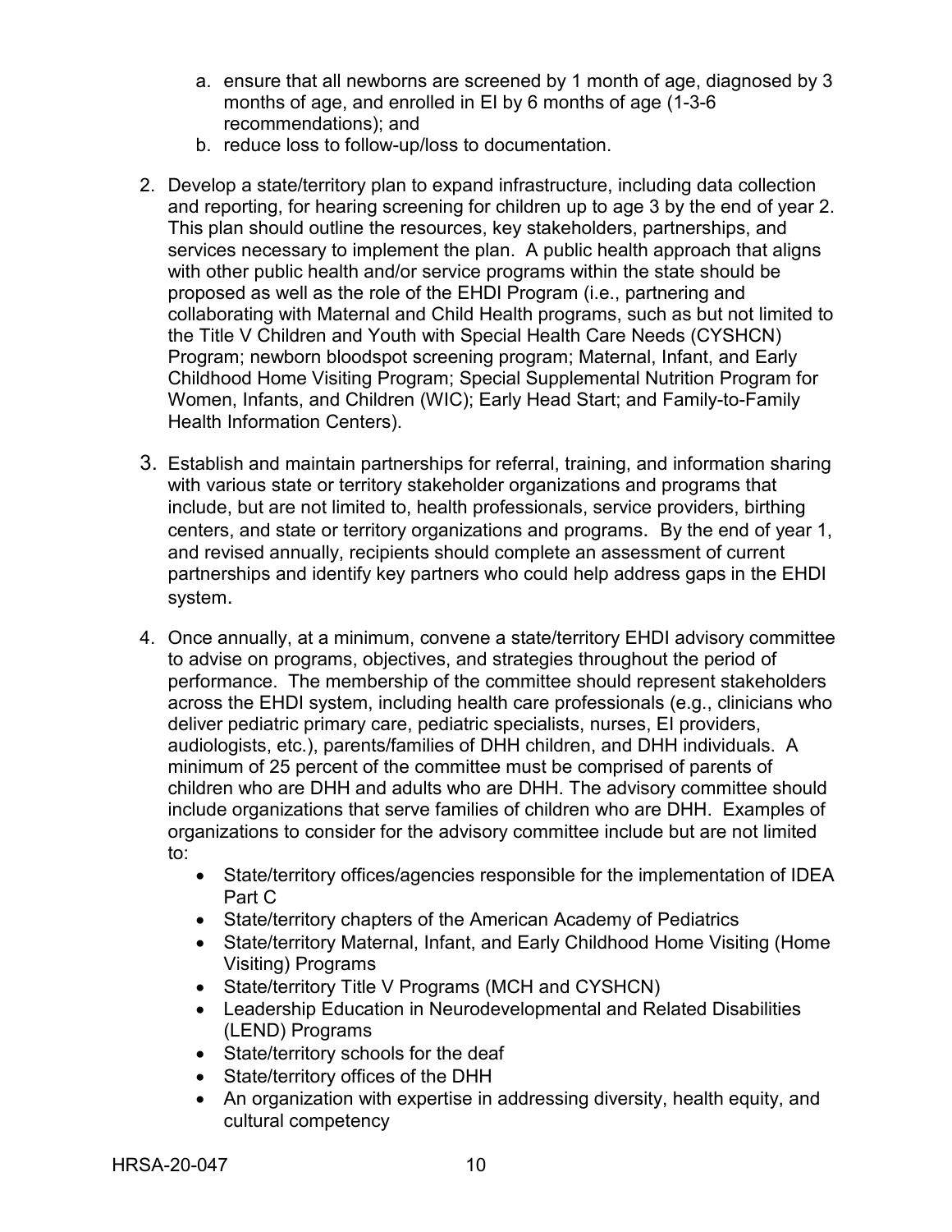a. ensure that all newborns are screened by 1 month of age, diagnosed by 3 months of age, and enrolled in EI by 6 months of age (1-3-6 recommendations); and
   b. reduce loss to follow-up/loss to documentation.

2. Develop a state/territory plan to expand infrastructure, including data collection and reporting, for hearing screening for children up to age 3 by the end of year 2. This plan should outline the resources, key stakeholders, partnerships, and services necessary to implement the plan. A public health approach that aligns with other public health and/or service programs within the state should be proposed as well as the role of the EHDI Program (i.e., partnering and collaborating with Maternal and Child Health programs, such as but not limited to the Title V Children and Youth with Special Health Care Needs (CYSHCN) Program; newborn bloodspot screening program; Maternal, Infant, and Early Childhood Home Visiting Program; Special Supplemental Nutrition Program for Women, Infants, and Children (WIC); Early Head Start; and Family-to-Family Health Information Centers).

3. Establish and maintain partnerships for referral, training, and information sharing with various state or territory stakeholder organizations and programs that include, but are not limited to, health professionals, service providers, birthing centers, and state or territory organizations and programs. By the end of year 1, and revised annually, recipients should complete an assessment of current partnerships and identify key partners who could help address gaps in the EHDI system.

4. Once annually, at a minimum, convene a state/territory EHDI advisory committee to advise on programs, objectives, and strategies throughout the period of performance. The membership of the committee should represent stakeholders across the EHDI system, including health care professionals (e.g., clinicians who deliver pediatric primary care, pediatric specialists, nurses, EI providers, audiologists, etc.), parents/families of DHH children, and DHH individuals. A minimum of 25 percent of the committee must be comprised of parents of children who are DHH and adults who are DHH. The advisory committee should include organizations that serve families of children who are DHH. Examples of organizations to consider for the advisory committee include but are not limited to:
   - State/territory offices/agencies responsible for the implementation of IDEA Part C
   - State/territory chapters of the American Academy of Pediatrics
   - State/territory Maternal, Infant, and Early Childhood Home Visiting (Home Visiting) Programs
   - State/territory Title V Programs (MCH and CYSHCN)
   - Leadership Education in Neurodevelopmental and Related Disabilities (LEND) Programs
   - State/territory schools for the deaf
   - State/territory offices of the DHH
   - An organization with expertise in addressing diversity, health equity, and cultural competency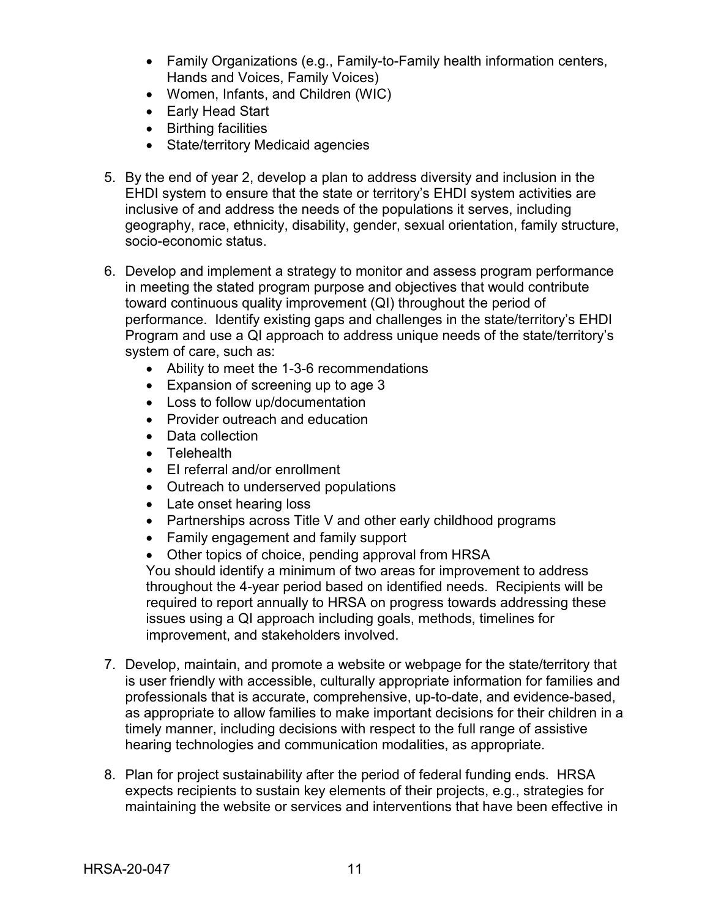- Family Organizations (e.g., Family-to-Family health information centers, Hands and Voices, Family Voices)
- Women, Infants, and Children (WIC)
- Early Head Start
- Birthing facilities
- State/territory Medicaid agencies

5. By the end of year 2, develop a plan to address diversity and inclusion in the EHDI system to ensure that the state or territory's EHDI system activities are inclusive of and address the needs of the populations it serves, including geography, race, ethnicity, disability, gender, sexual orientation, family structure, socio-economic status.

6. Develop and implement a strategy to monitor and assess program performance in meeting the stated program purpose and objectives that would contribute toward continuous quality improvement (QI) throughout the period of performance. Identify existing gaps and challenges in the state/territory's EHDI Program and use a QI approach to address unique needs of the state/territory's system of care, such as:
   - Ability to meet the 1-3-6 recommendations
   - Expansion of screening up to age 3
   - Loss to follow up/documentation
   - Provider outreach and education
   - Data collection
   - Telehealth
   - EI referral and/or enrollment
   - Outreach to underserved populations
   - Late onset hearing loss
   - Partnerships across Title V and other early childhood programs
   - Family engagement and family support
   - Other topics of choice, pending approval from HRSA

   You should identify a minimum of two areas for improvement to address throughout the 4-year period based on identified needs. Recipients will be required to report annually to HRSA on progress towards addressing these issues using a QI approach including goals, methods, timelines for improvement, and stakeholders involved.

7. Develop, maintain, and promote a website or webpage for the state/territory that is user friendly with accessible, culturally appropriate information for families and professionals that is accurate, comprehensive, up-to-date, and evidence-based, as appropriate to allow families to make important decisions for their children in a timely manner, including decisions with respect to the full range of assistive hearing technologies and communication modalities, as appropriate.

8. Plan for project sustainability after the period of federal funding ends. HRSA expects recipients to sustain key elements of their projects, e.g., strategies for maintaining the website or services and interventions that have been effective in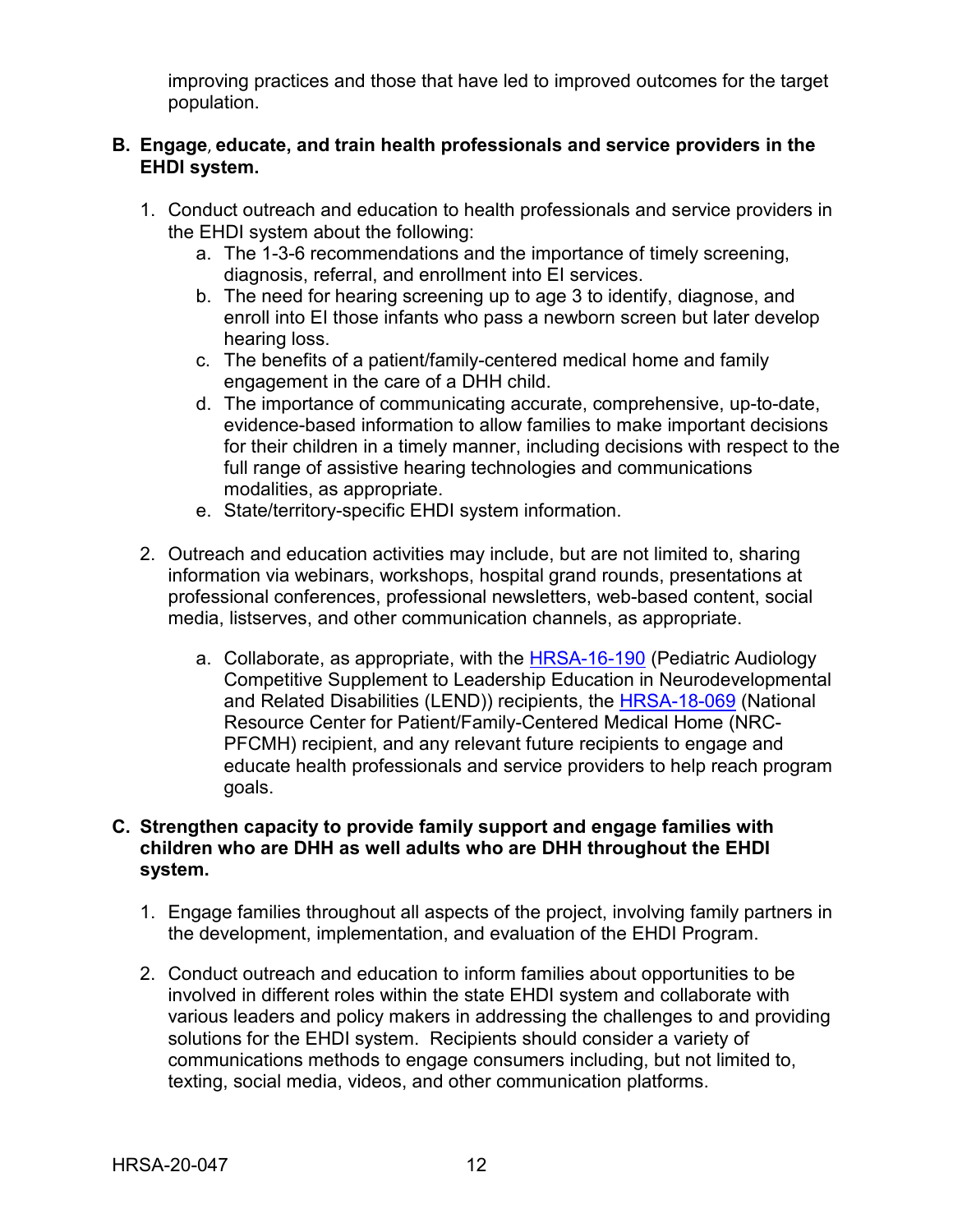improving practices and those that have led to improved outcomes for the target population.

**B. Engage, educate, and train health professionals and service providers in the EHDI system.**

1. Conduct outreach and education to health professionals and service providers in the EHDI system about the following:
    a. The 1-3-6 recommendations and the importance of timely screening, diagnosis, referral, and enrollment into EI services.
    b. The need for hearing screening up to age 3 to identify, diagnose, and enroll into EI those infants who pass a newborn screen but later develop hearing loss.
    c. The benefits of a patient/family-centered medical home and family engagement in the care of a DHH child.
    d. The importance of communicating accurate, comprehensive, up-to-date, evidence-based information to allow families to make important decisions for their children in a timely manner, including decisions with respect to the full range of assistive hearing technologies and communications modalities, as appropriate.
    e. State/territory-specific EHDI system information.

2. Outreach and education activities may include, but are not limited to, sharing information via webinars, workshops, hospital grand rounds, presentations at professional conferences, professional newsletters, web-based content, social media, listserves, and other communication channels, as appropriate.

    a. Collaborate, as appropriate, with the HRSA-16-190 (Pediatric Audiology Competitive Supplement to Leadership Education in Neurodevelopmental and Related Disabilities (LEND)) recipients, the HRSA-18-069 (National Resource Center for Patient/Family-Centered Medical Home (NRC-PFCMH) recipient, and any relevant future recipients to engage and educate health professionals and service providers to help reach program goals.

**C. Strengthen capacity to provide family support and engage families with children who are DHH as well adults who are DHH throughout the EHDI system.**

1. Engage families throughout all aspects of the project, involving family partners in the development, implementation, and evaluation of the EHDI Program.

2. Conduct outreach and education to inform families about opportunities to be involved in different roles within the state EHDI system and collaborate with various leaders and policy makers in addressing the challenges to and providing solutions for the EHDI system. Recipients should consider a variety of communications methods to engage consumers including, but not limited to, texting, social media, videos, and other communication platforms.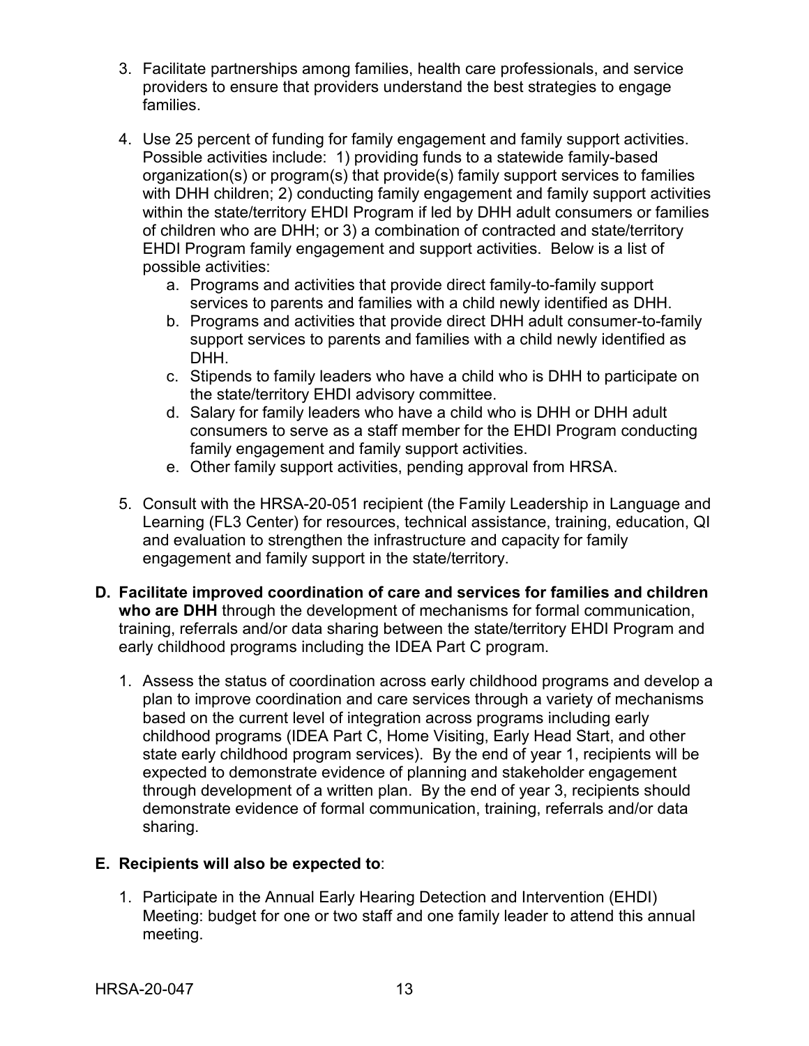3. Facilitate partnerships among families, health care professionals, and service providers to ensure that providers understand the best strategies to engage families.

4. Use 25 percent of funding for family engagement and family support activities. Possible activities include: 1) providing funds to a statewide family-based organization(s) or program(s) that provide(s) family support services to families with DHH children; 2) conducting family engagement and family support activities within the state/territory EHDI Program if led by DHH adult consumers or families of children who are DHH; or 3) a combination of contracted and state/territory EHDI Program family engagement and support activities. Below is a list of possible activities:
   a. Programs and activities that provide direct family-to-family support services to parents and families with a child newly identified as DHH.
   b. Programs and activities that provide direct DHH adult consumer-to-family support services to parents and families with a child newly identified as DHH.
   c. Stipends to family leaders who have a child who is DHH to participate on the state/territory EHDI advisory committee.
   d. Salary for family leaders who have a child who is DHH or DHH adult consumers to serve as a staff member for the EHDI Program conducting family engagement and family support activities.
   e. Other family support activities, pending approval from HRSA.

5. Consult with the HRSA-20-051 recipient (the Family Leadership in Language and Learning (FL3 Center) for resources, technical assistance, training, education, QI and evaluation to strengthen the infrastructure and capacity for family engagement and family support in the state/territory.

**D. Facilitate improved coordination of care and services for families and children who are DHH** through the development of mechanisms for formal communication, training, referrals and/or data sharing between the state/territory EHDI Program and early childhood programs including the IDEA Part C program.

1. Assess the status of coordination across early childhood programs and develop a plan to improve coordination and care services through a variety of mechanisms based on the current level of integration across programs including early childhood programs (IDEA Part C, Home Visiting, Early Head Start, and other state early childhood program services). By the end of year 1, recipients will be expected to demonstrate evidence of planning and stakeholder engagement through development of a written plan. By the end of year 3, recipients should demonstrate evidence of formal communication, training, referrals and/or data sharing.

**E. Recipients will also be expected to**:

1. Participate in the Annual Early Hearing Detection and Intervention (EHDI) Meeting: budget for one or two staff and one family leader to attend this annual meeting.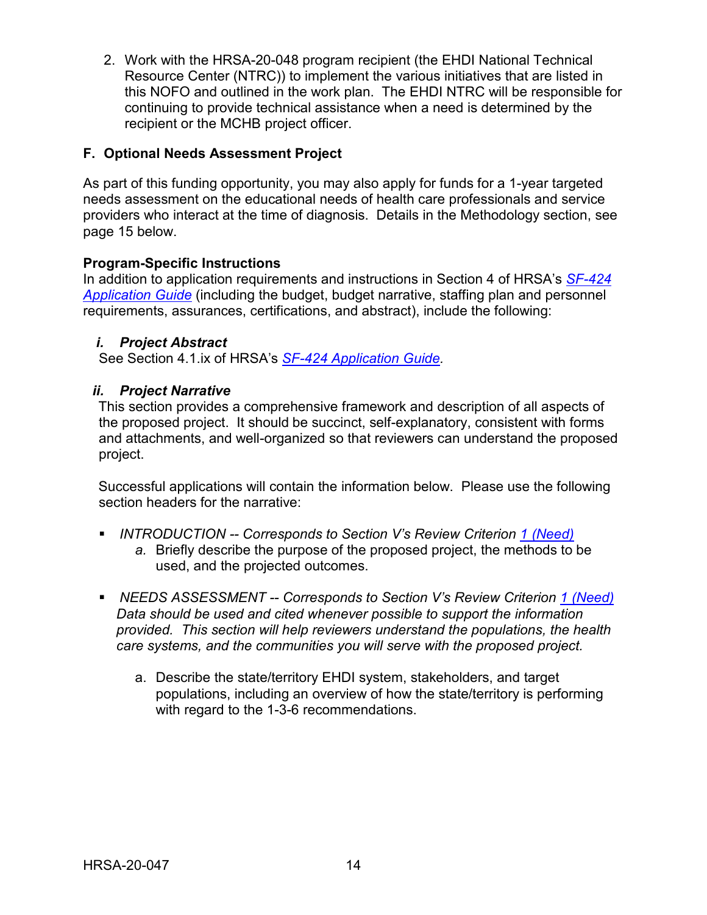2. Work with the HRSA-20-048 program recipient (the EHDI National Technical Resource Center (NTRC)) to implement the various initiatives that are listed in this NOFO and outlined in the work plan. The EHDI NTRC will be responsible for continuing to provide technical assistance when a need is determined by the recipient or the MCHB project officer.

**F. Optional Needs Assessment Project**

As part of this funding opportunity, you may also apply for funds for a 1-year targeted needs assessment on the educational needs of health care professionals and service providers who interact at the time of diagnosis. Details in the Methodology section, see page 15 below.

**Program-Specific Instructions**

In addition to application requirements and instructions in Section 4 of HRSA's *SF-424 Application Guide* (including the budget, budget narrative, staffing plan and personnel requirements, assurances, certifications, and abstract), include the following:

***i. Project Abstract***

See Section 4.1.ix of HRSA's *SF-424 Application Guide.*

***ii. Project Narrative***

This section provides a comprehensive framework and description of all aspects of the proposed project. It should be succinct, self-explanatory, consistent with forms and attachments, and well-organized so that reviewers can understand the proposed project.

Successful applications will contain the information below. Please use the following section headers for the narrative:

- *INTRODUCTION -- Corresponds to Section V's Review Criterion 1 (Need)*
  - *a.* Briefly describe the purpose of the proposed project, the methods to be used, and the projected outcomes.

- *NEEDS ASSESSMENT -- Corresponds to Section V's Review Criterion 1 (Need)*
  *Data should be used and cited whenever possible to support the information provided. This section will help reviewers understand the populations, the health care systems, and the communities you will serve with the proposed project.*

  a. Describe the state/territory EHDI system, stakeholders, and target populations, including an overview of how the state/territory is performing with regard to the 1-3-6 recommendations.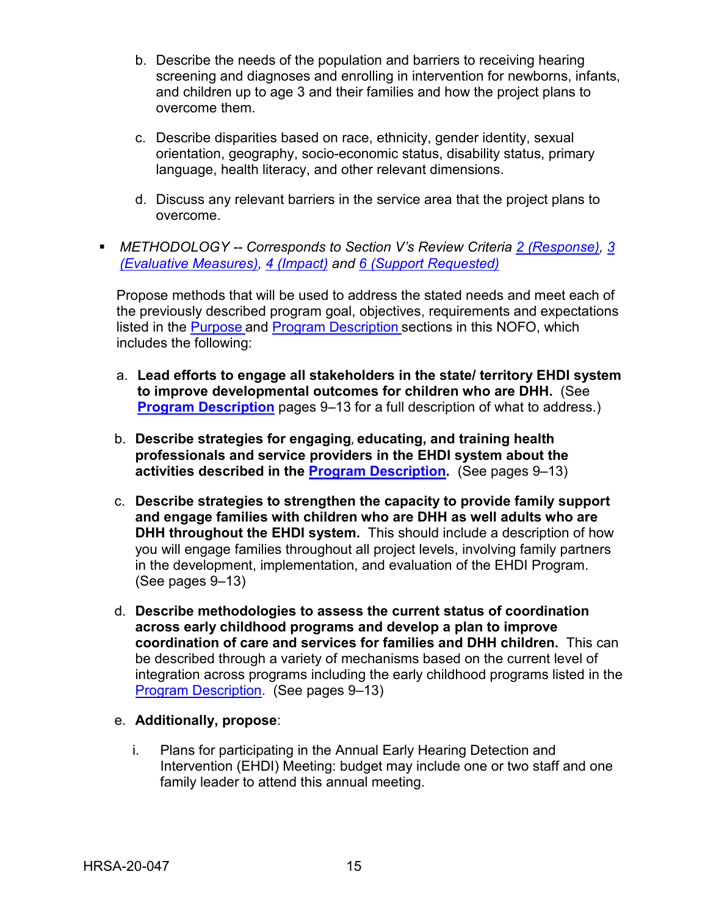b. Describe the needs of the population and barriers to receiving hearing screening and diagnoses and enrolling in intervention for newborns, infants, and children up to age 3 and their families and how the project plans to overcome them.

c. Describe disparities based on race, ethnicity, gender identity, sexual orientation, geography, socio-economic status, disability status, primary language, health literacy, and other relevant dimensions.

d. Discuss any relevant barriers in the service area that the project plans to overcome.

- *METHODOLOGY -- Corresponds to Section V's Review Criteria 2 (Response), 3 (Evaluative Measures), 4 (Impact) and 6 (Support Requested)*

  Propose methods that will be used to address the stated needs and meet each of the previously described program goal, objectives, requirements and expectations listed in the Purpose and Program Description sections in this NOFO, which includes the following:

  a. **Lead efforts to engage all stakeholders in the state/ territory EHDI system to improve developmental outcomes for children who are DHH.** (See **Program Description** pages 9–13 for a full description of what to address.)

  b. **Describe strategies for engaging, educating, and training health professionals and service providers in the EHDI system about the activities described in the Program Description.** (See pages 9–13)

  c. **Describe strategies to strengthen the capacity to provide family support and engage families with children who are DHH as well adults who are DHH throughout the EHDI system.** This should include a description of how you will engage families throughout all project levels, involving family partners in the development, implementation, and evaluation of the EHDI Program. (See pages 9–13)

  d. **Describe methodologies to assess the current status of coordination across early childhood programs and develop a plan to improve coordination of care and services for families and DHH children.** This can be described through a variety of mechanisms based on the current level of integration across programs including the early childhood programs listed in the Program Description. (See pages 9–13)

  e. **Additionally, propose**:

     i. Plans for participating in the Annual Early Hearing Detection and Intervention (EHDI) Meeting: budget may include one or two staff and one family leader to attend this annual meeting.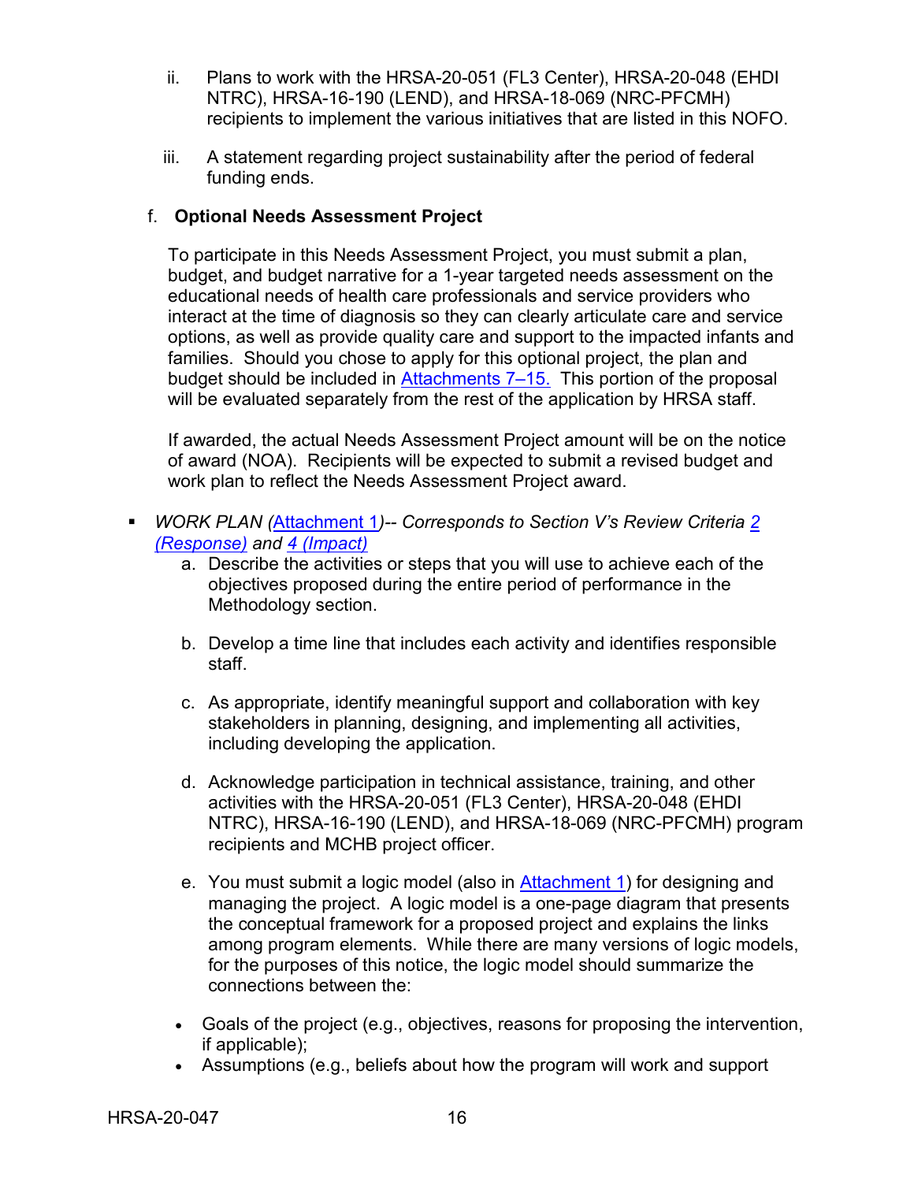ii. Plans to work with the HRSA-20-051 (FL3 Center), HRSA-20-048 (EHDI NTRC), HRSA-16-190 (LEND), and HRSA-18-069 (NRC-PFCMH) recipients to implement the various initiatives that are listed in this NOFO.

iii. A statement regarding project sustainability after the period of federal funding ends.

f. **Optional Needs Assessment Project**

To participate in this Needs Assessment Project, you must submit a plan, budget, and budget narrative for a 1-year targeted needs assessment on the educational needs of health care professionals and service providers who interact at the time of diagnosis so they can clearly articulate care and service options, as well as provide quality care and support to the impacted infants and families. Should you chose to apply for this optional project, the plan and budget should be included in Attachments 7–15. This portion of the proposal will be evaluated separately from the rest of the application by HRSA staff.

If awarded, the actual Needs Assessment Project amount will be on the notice of award (NOA). Recipients will be expected to submit a revised budget and work plan to reflect the Needs Assessment Project award.

- *WORK PLAN (Attachment 1)-- Corresponds to Section V's Review Criteria 2 (Response) and 4 (Impact)*
  - a. Describe the activities or steps that you will use to achieve each of the objectives proposed during the entire period of performance in the Methodology section.
  - b. Develop a time line that includes each activity and identifies responsible staff.
  - c. As appropriate, identify meaningful support and collaboration with key stakeholders in planning, designing, and implementing all activities, including developing the application.
  - d. Acknowledge participation in technical assistance, training, and other activities with the HRSA-20-051 (FL3 Center), HRSA-20-048 (EHDI NTRC), HRSA-16-190 (LEND), and HRSA-18-069 (NRC-PFCMH) program recipients and MCHB project officer.
  - e. You must submit a logic model (also in Attachment 1) for designing and managing the project. A logic model is a one-page diagram that presents the conceptual framework for a proposed project and explains the links among program elements. While there are many versions of logic models, for the purposes of this notice, the logic model should summarize the connections between the:

- Goals of the project (e.g., objectives, reasons for proposing the intervention, if applicable);
- Assumptions (e.g., beliefs about how the program will work and support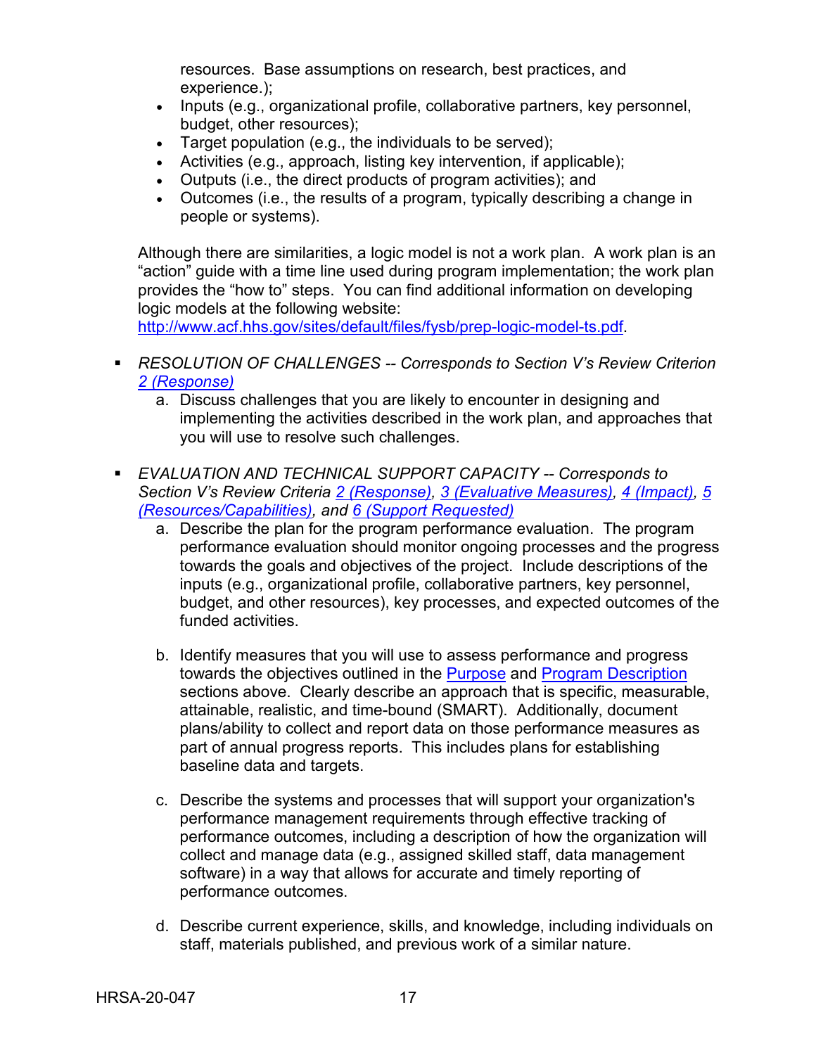resources. Base assumptions on research, best practices, and experience.);

- Inputs (e.g., organizational profile, collaborative partners, key personnel, budget, other resources);
- Target population (e.g., the individuals to be served);
- Activities (e.g., approach, listing key intervention, if applicable);
- Outputs (i.e., the direct products of program activities); and
- Outcomes (i.e., the results of a program, typically describing a change in people or systems).

Although there are similarities, a logic model is not a work plan. A work plan is an "action" guide with a time line used during program implementation; the work plan provides the "how to" steps. You can find additional information on developing logic models at the following website: [http://www.acf.hhs.gov/sites/default/files/fysb/prep-logic-model-ts.pdf](http://www.acf.hhs.gov/sites/default/files/fysb/prep-logic-model-ts.pdf).

- *RESOLUTION OF CHALLENGES -- Corresponds to Section V's Review Criterion 2 (Response)*
  a. Discuss challenges that you are likely to encounter in designing and implementing the activities described in the work plan, and approaches that you will use to resolve such challenges.

- *EVALUATION AND TECHNICAL SUPPORT CAPACITY -- Corresponds to Section V's Review Criteria 2 (Response), 3 (Evaluative Measures), 4 (Impact), 5 (Resources/Capabilities), and 6 (Support Requested)*
  a. Describe the plan for the program performance evaluation. The program performance evaluation should monitor ongoing processes and the progress towards the goals and objectives of the project. Include descriptions of the inputs (e.g., organizational profile, collaborative partners, key personnel, budget, and other resources), key processes, and expected outcomes of the funded activities.

  b. Identify measures that you will use to assess performance and progress towards the objectives outlined in the Purpose and Program Description sections above. Clearly describe an approach that is specific, measurable, attainable, realistic, and time-bound (SMART). Additionally, document plans/ability to collect and report data on those performance measures as part of annual progress reports. This includes plans for establishing baseline data and targets.

  c. Describe the systems and processes that will support your organization's performance management requirements through effective tracking of performance outcomes, including a description of how the organization will collect and manage data (e.g., assigned skilled staff, data management software) in a way that allows for accurate and timely reporting of performance outcomes.

  d. Describe current experience, skills, and knowledge, including individuals on staff, materials published, and previous work of a similar nature.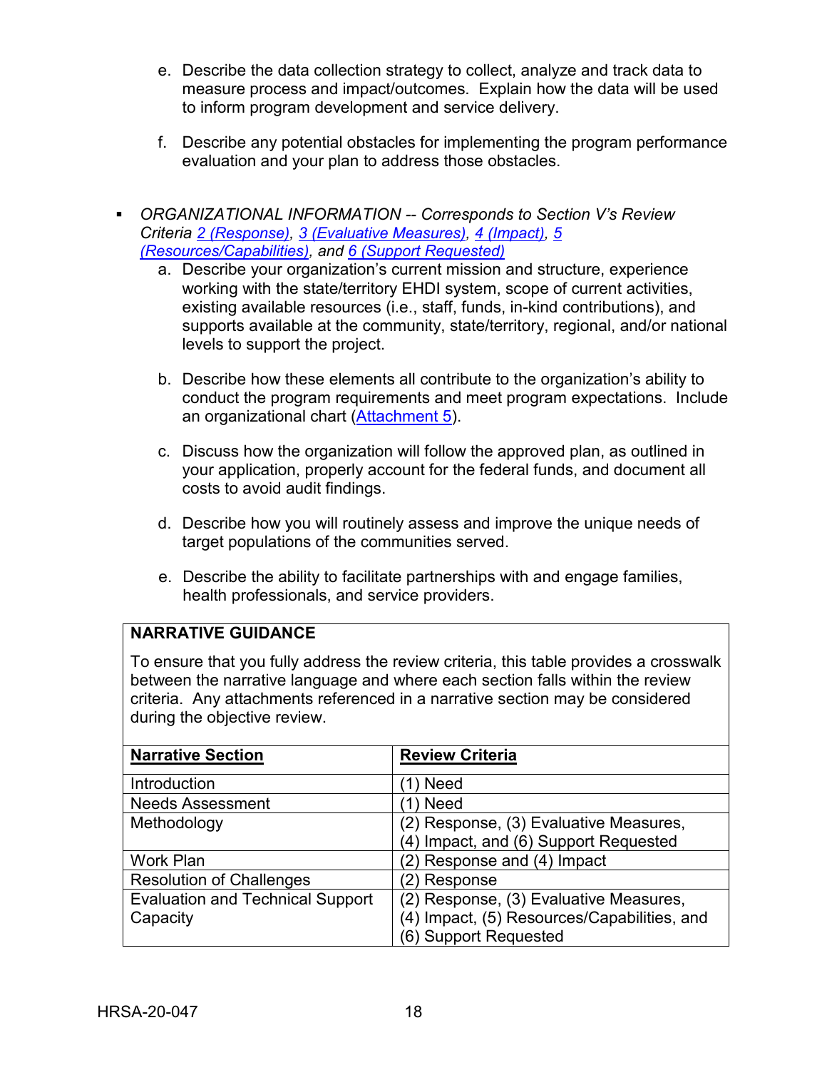e. Describe the data collection strategy to collect, analyze and track data to measure process and impact/outcomes. Explain how the data will be used to inform program development and service delivery.

f. Describe any potential obstacles for implementing the program performance evaluation and your plan to address those obstacles.

- *ORGANIZATIONAL INFORMATION -- Corresponds to Section V's Review Criteria 2 (Response), 3 (Evaluative Measures), 4 (Impact), 5 (Resources/Capabilities), and 6 (Support Requested)*

  a. Describe your organization's current mission and structure, experience working with the state/territory EHDI system, scope of current activities, existing available resources (i.e., staff, funds, in-kind contributions), and supports available at the community, state/territory, regional, and/or national levels to support the project.

  b. Describe how these elements all contribute to the organization's ability to conduct the program requirements and meet program expectations. Include an organizational chart (Attachment 5).

  c. Discuss how the organization will follow the approved plan, as outlined in your application, properly account for the federal funds, and document all costs to avoid audit findings.

  d. Describe how you will routinely assess and improve the unique needs of target populations of the communities served.

  e. Describe the ability to facilitate partnerships with and engage families, health professionals, and service providers.

**NARRATIVE GUIDANCE**

To ensure that you fully address the review criteria, this table provides a crosswalk between the narrative language and where each section falls within the review criteria. Any attachments referenced in a narrative section may be considered during the objective review.

| Narrative Section | Review Criteria |
|---|---|
| Introduction | (1) Need |
| Needs Assessment | (1) Need |
| Methodology | (2) Response, (3) Evaluative Measures, (4) Impact, and (6) Support Requested |
| Work Plan | (2) Response and (4) Impact |
| Resolution of Challenges | (2) Response |
| Evaluation and Technical Support Capacity | (2) Response, (3) Evaluative Measures, (4) Impact, (5) Resources/Capabilities, and (6) Support Requested |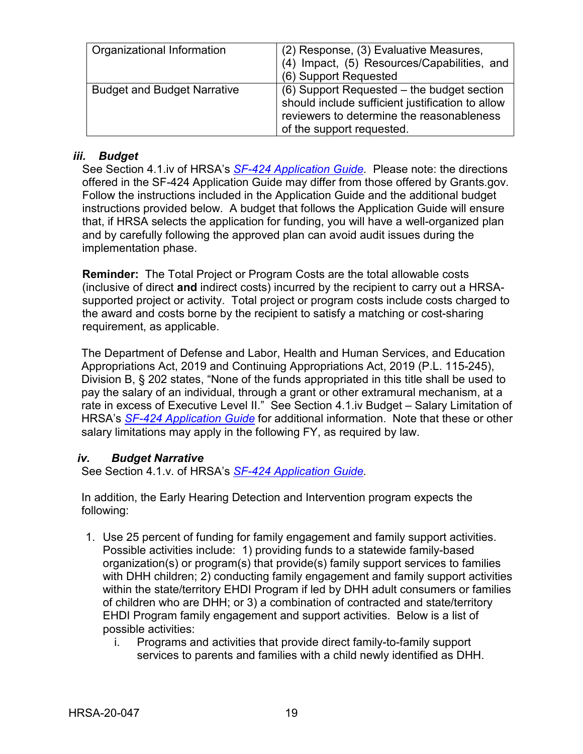| Organizational Information | (2) Response, (3) Evaluative Measures, (4) Impact, (5) Resources/Capabilities, and (6) Support Requested |
| --- | --- |
| Budget and Budget Narrative | (6) Support Requested – the budget section should include sufficient justification to allow reviewers to determine the reasonableness of the support requested. |

### *iii. Budget*

See Section 4.1.iv of HRSA's *SF-424 Application Guide.* Please note: the directions offered in the SF-424 Application Guide may differ from those offered by Grants.gov. Follow the instructions included in the Application Guide and the additional budget instructions provided below. A budget that follows the Application Guide will ensure that, if HRSA selects the application for funding, you will have a well-organized plan and by carefully following the approved plan can avoid audit issues during the implementation phase.

**Reminder:** The Total Project or Program Costs are the total allowable costs (inclusive of direct **and** indirect costs) incurred by the recipient to carry out a HRSA-supported project or activity. Total project or program costs include costs charged to the award and costs borne by the recipient to satisfy a matching or cost-sharing requirement, as applicable.

The Department of Defense and Labor, Health and Human Services, and Education Appropriations Act, 2019 and Continuing Appropriations Act, 2019 (P.L. 115-245), Division B, § 202 states, "None of the funds appropriated in this title shall be used to pay the salary of an individual, through a grant or other extramural mechanism, at a rate in excess of Executive Level II." See Section 4.1.iv Budget – Salary Limitation of HRSA's *SF-424 Application Guide* for additional information. Note that these or other salary limitations may apply in the following FY, as required by law.

### *iv. Budget Narrative*

See Section 4.1.v. of HRSA's *SF-424 Application Guide.*

In addition, the Early Hearing Detection and Intervention program expects the following:

1. Use 25 percent of funding for family engagement and family support activities. Possible activities include: 1) providing funds to a statewide family-based organization(s) or program(s) that provide(s) family support services to families with DHH children; 2) conducting family engagement and family support activities within the state/territory EHDI Program if led by DHH adult consumers or families of children who are DHH; or 3) a combination of contracted and state/territory EHDI Program family engagement and support activities. Below is a list of possible activities:
   i. Programs and activities that provide direct family-to-family support services to parents and families with a child newly identified as DHH.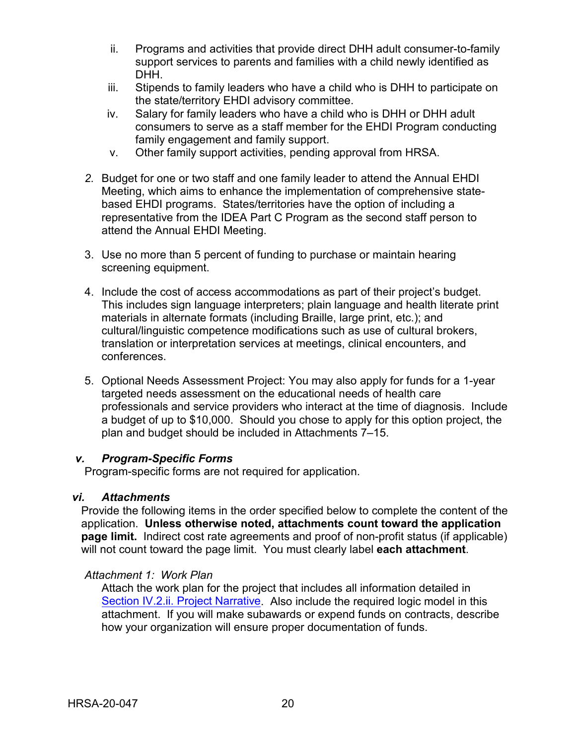ii. Programs and activities that provide direct DHH adult consumer-to-family support services to parents and families with a child newly identified as DHH.
iii. Stipends to family leaders who have a child who is DHH to participate on the state/territory EHDI advisory committee.
iv. Salary for family leaders who have a child who is DHH or DHH adult consumers to serve as a staff member for the EHDI Program conducting family engagement and family support.
v. Other family support activities, pending approval from HRSA.

2. Budget for one or two staff and one family leader to attend the Annual EHDI Meeting, which aims to enhance the implementation of comprehensive state-based EHDI programs. States/territories have the option of including a representative from the IDEA Part C Program as the second staff person to attend the Annual EHDI Meeting.

3. Use no more than 5 percent of funding to purchase or maintain hearing screening equipment.

4. Include the cost of access accommodations as part of their project's budget. This includes sign language interpreters; plain language and health literate print materials in alternate formats (including Braille, large print, etc.); and cultural/linguistic competence modifications such as use of cultural brokers, translation or interpretation services at meetings, clinical encounters, and conferences.

5. Optional Needs Assessment Project: You may also apply for funds for a 1-year targeted needs assessment on the educational needs of health care professionals and service providers who interact at the time of diagnosis. Include a budget of up to $10,000. Should you chose to apply for this option project, the plan and budget should be included in Attachments 7–15.

### *v. Program-Specific Forms*

Program-specific forms are not required for application.

### *vi. Attachments*

Provide the following items in the order specified below to complete the content of the application. **Unless otherwise noted, attachments count toward the application page limit.** Indirect cost rate agreements and proof of non-profit status (if applicable) will not count toward the page limit. You must clearly label **each attachment**.

*Attachment 1: Work Plan*

Attach the work plan for the project that includes all information detailed in Section IV.2.ii. Project Narrative. Also include the required logic model in this attachment. If you will make subawards or expend funds on contracts, describe how your organization will ensure proper documentation of funds.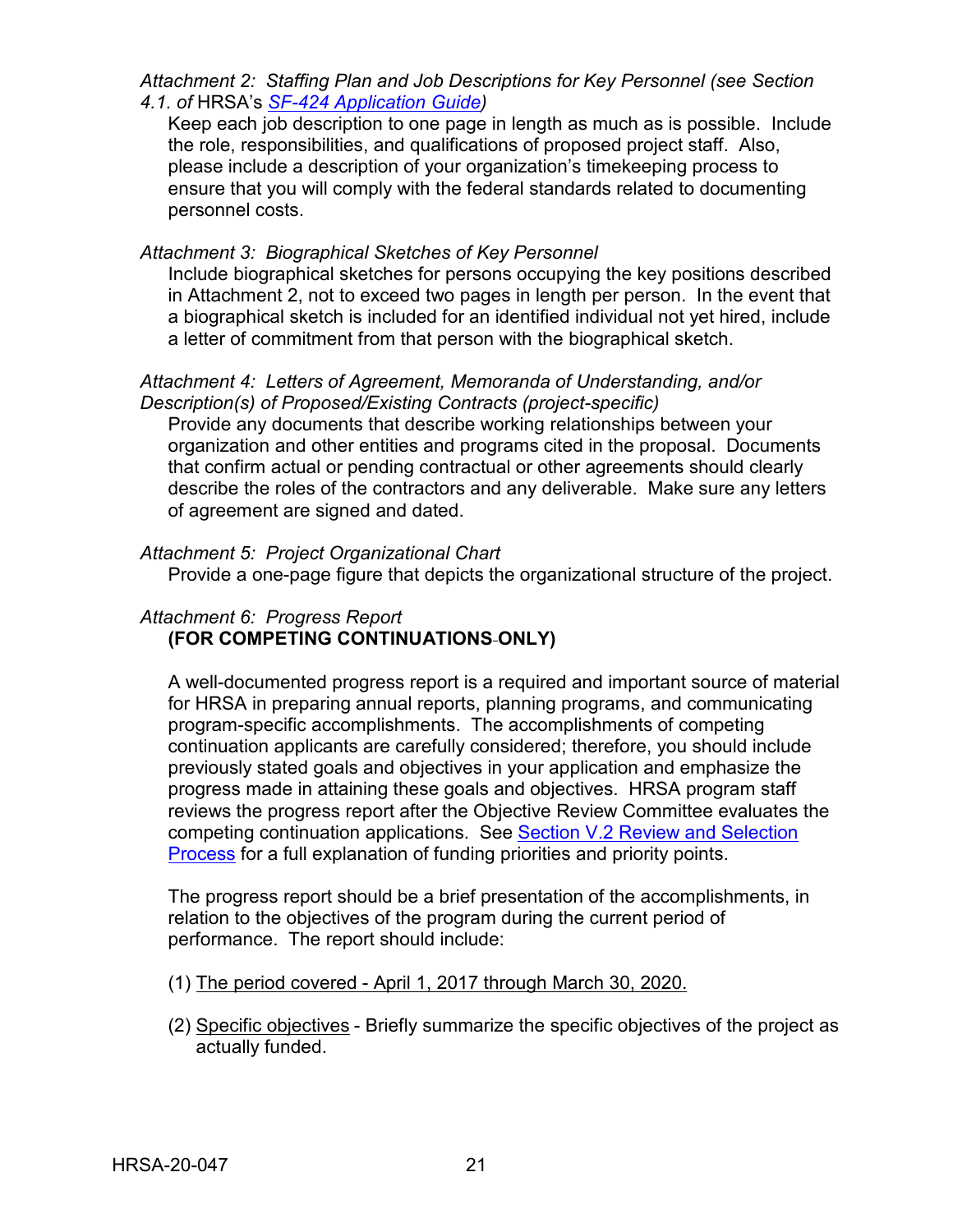*Attachment 2: Staffing Plan and Job Descriptions for Key Personnel (see Section 4.1. of* HRSA's *[SF-424 Application Guide](SF-424 Application Guide))*

Keep each job description to one page in length as much as is possible. Include the role, responsibilities, and qualifications of proposed project staff. Also, please include a description of your organization's timekeeping process to ensure that you will comply with the federal standards related to documenting personnel costs.

*Attachment 3: Biographical Sketches of Key Personnel*

Include biographical sketches for persons occupying the key positions described in Attachment 2, not to exceed two pages in length per person. In the event that a biographical sketch is included for an identified individual not yet hired, include a letter of commitment from that person with the biographical sketch.

*Attachment 4: Letters of Agreement, Memoranda of Understanding, and/or Description(s) of Proposed/Existing Contracts (project-specific)*

Provide any documents that describe working relationships between your organization and other entities and programs cited in the proposal. Documents that confirm actual or pending contractual or other agreements should clearly describe the roles of the contractors and any deliverable. Make sure any letters of agreement are signed and dated.

*Attachment 5: Project Organizational Chart*

Provide a one-page figure that depicts the organizational structure of the project.

*Attachment 6: Progress Report*

**(FOR COMPETING CONTINUATIONS ONLY)**

A well-documented progress report is a required and important source of material for HRSA in preparing annual reports, planning programs, and communicating program-specific accomplishments. The accomplishments of competing continuation applicants are carefully considered; therefore, you should include previously stated goals and objectives in your application and emphasize the progress made in attaining these goals and objectives. HRSA program staff reviews the progress report after the Objective Review Committee evaluates the competing continuation applications. See Section V.2 Review and Selection Process for a full explanation of funding priorities and priority points.

The progress report should be a brief presentation of the accomplishments, in relation to the objectives of the program during the current period of performance. The report should include:

(1) The period covered - April 1, 2017 through March 30, 2020.

(2) Specific objectives - Briefly summarize the specific objectives of the project as actually funded.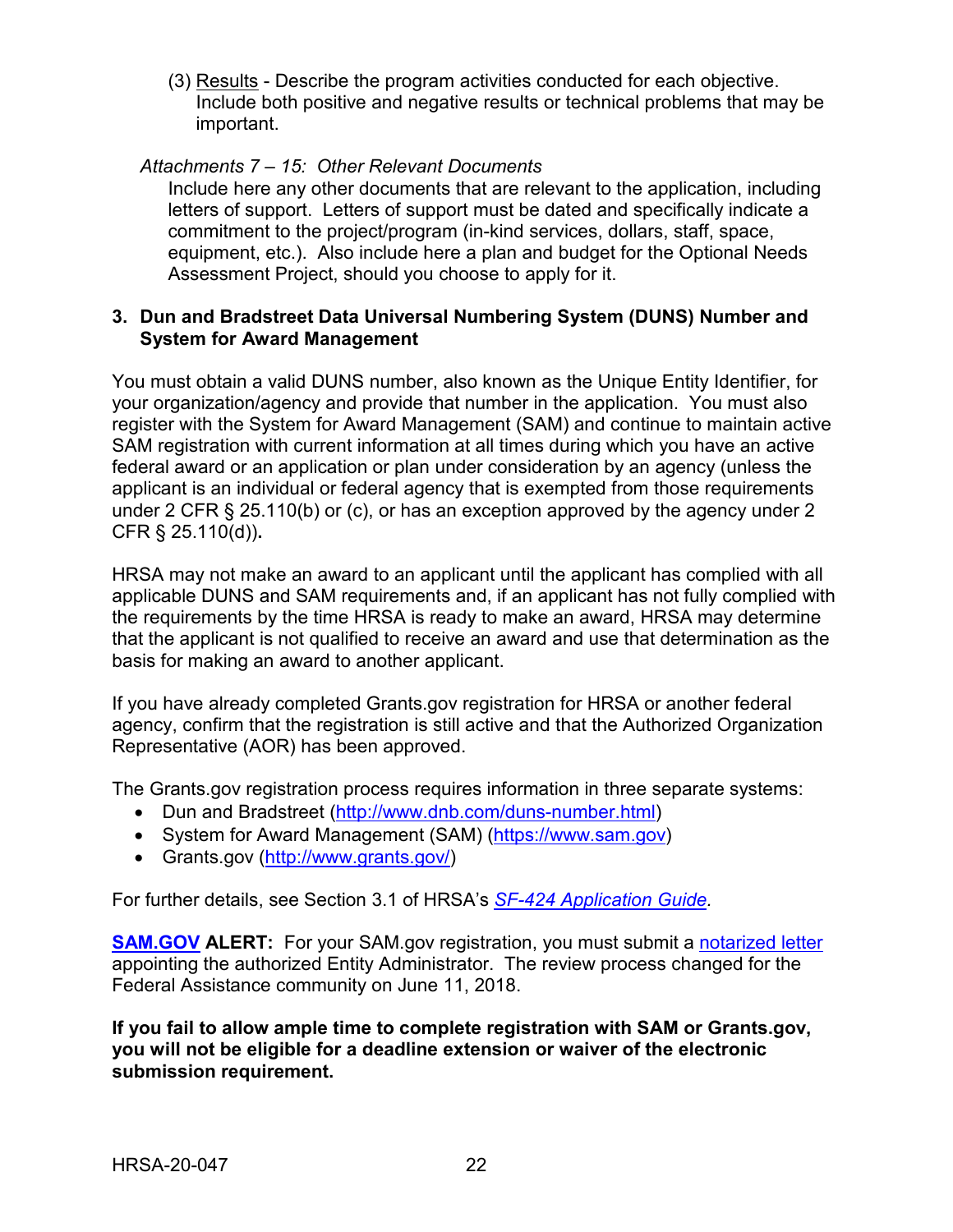(3) Results - Describe the program activities conducted for each objective. Include both positive and negative results or technical problems that may be important.

*Attachments 7 – 15: Other Relevant Documents*

Include here any other documents that are relevant to the application, including letters of support. Letters of support must be dated and specifically indicate a commitment to the project/program (in-kind services, dollars, staff, space, equipment, etc.). Also include here a plan and budget for the Optional Needs Assessment Project, should you choose to apply for it.

### 3. Dun and Bradstreet Data Universal Numbering System (DUNS) Number and System for Award Management

You must obtain a valid DUNS number, also known as the Unique Entity Identifier, for your organization/agency and provide that number in the application. You must also register with the System for Award Management (SAM) and continue to maintain active SAM registration with current information at all times during which you have an active federal award or an application or plan under consideration by an agency (unless the applicant is an individual or federal agency that is exempted from those requirements under 2 CFR § 25.110(b) or (c), or has an exception approved by the agency under 2 CFR § 25.110(d))**.**

HRSA may not make an award to an applicant until the applicant has complied with all applicable DUNS and SAM requirements and, if an applicant has not fully complied with the requirements by the time HRSA is ready to make an award, HRSA may determine that the applicant is not qualified to receive an award and use that determination as the basis for making an award to another applicant.

If you have already completed Grants.gov registration for HRSA or another federal agency, confirm that the registration is still active and that the Authorized Organization Representative (AOR) has been approved.

The Grants.gov registration process requires information in three separate systems:

- Dun and Bradstreet (http://www.dnb.com/duns-number.html)
- System for Award Management (SAM) (https://www.sam.gov)
- Grants.gov (http://www.grants.gov/)

For further details, see Section 3.1 of HRSA's *SF-424 Application Guide.*

**SAM.GOV ALERT:** For your SAM.gov registration, you must submit a notarized letter appointing the authorized Entity Administrator. The review process changed for the Federal Assistance community on June 11, 2018.

**If you fail to allow ample time to complete registration with SAM or Grants.gov, you will not be eligible for a deadline extension or waiver of the electronic submission requirement.**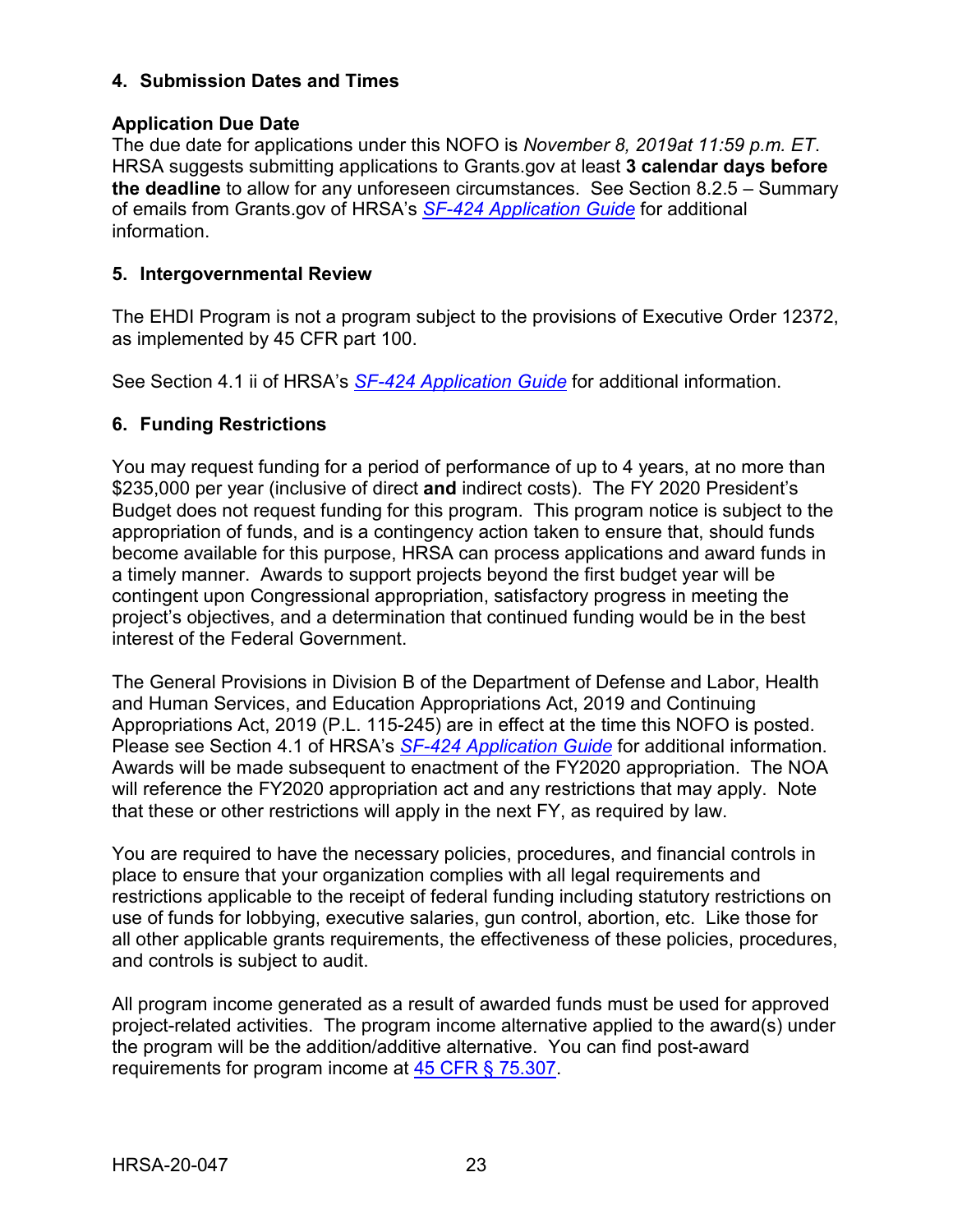### 4. Submission Dates and Times

**Application Due Date**

The due date for applications under this NOFO is *November 8, 2019at 11:59 p.m. ET*. HRSA suggests submitting applications to Grants.gov at least **3 calendar days before the deadline** to allow for any unforeseen circumstances. See Section 8.2.5 – Summary of emails from Grants.gov of HRSA's *SF-424 Application Guide* for additional information.

### 5. Intergovernmental Review

The EHDI Program is not a program subject to the provisions of Executive Order 12372, as implemented by 45 CFR part 100.

See Section 4.1 ii of HRSA's *SF-424 Application Guide* for additional information.

### 6. Funding Restrictions

You may request funding for a period of performance of up to 4 years, at no more than $235,000 per year (inclusive of direct **and** indirect costs). The FY 2020 President's Budget does not request funding for this program. This program notice is subject to the appropriation of funds, and is a contingency action taken to ensure that, should funds become available for this purpose, HRSA can process applications and award funds in a timely manner. Awards to support projects beyond the first budget year will be contingent upon Congressional appropriation, satisfactory progress in meeting the project's objectives, and a determination that continued funding would be in the best interest of the Federal Government.

The General Provisions in Division B of the Department of Defense and Labor, Health and Human Services, and Education Appropriations Act, 2019 and Continuing Appropriations Act, 2019 (P.L. 115-245) are in effect at the time this NOFO is posted. Please see Section 4.1 of HRSA's *SF-424 Application Guide* for additional information. Awards will be made subsequent to enactment of the FY2020 appropriation. The NOA will reference the FY2020 appropriation act and any restrictions that may apply. Note that these or other restrictions will apply in the next FY, as required by law.

You are required to have the necessary policies, procedures, and financial controls in place to ensure that your organization complies with all legal requirements and restrictions applicable to the receipt of federal funding including statutory restrictions on use of funds for lobbying, executive salaries, gun control, abortion, etc. Like those for all other applicable grants requirements, the effectiveness of these policies, procedures, and controls is subject to audit.

All program income generated as a result of awarded funds must be used for approved project-related activities. The program income alternative applied to the award(s) under the program will be the addition/additive alternative. You can find post-award requirements for program income at 45 CFR § 75.307.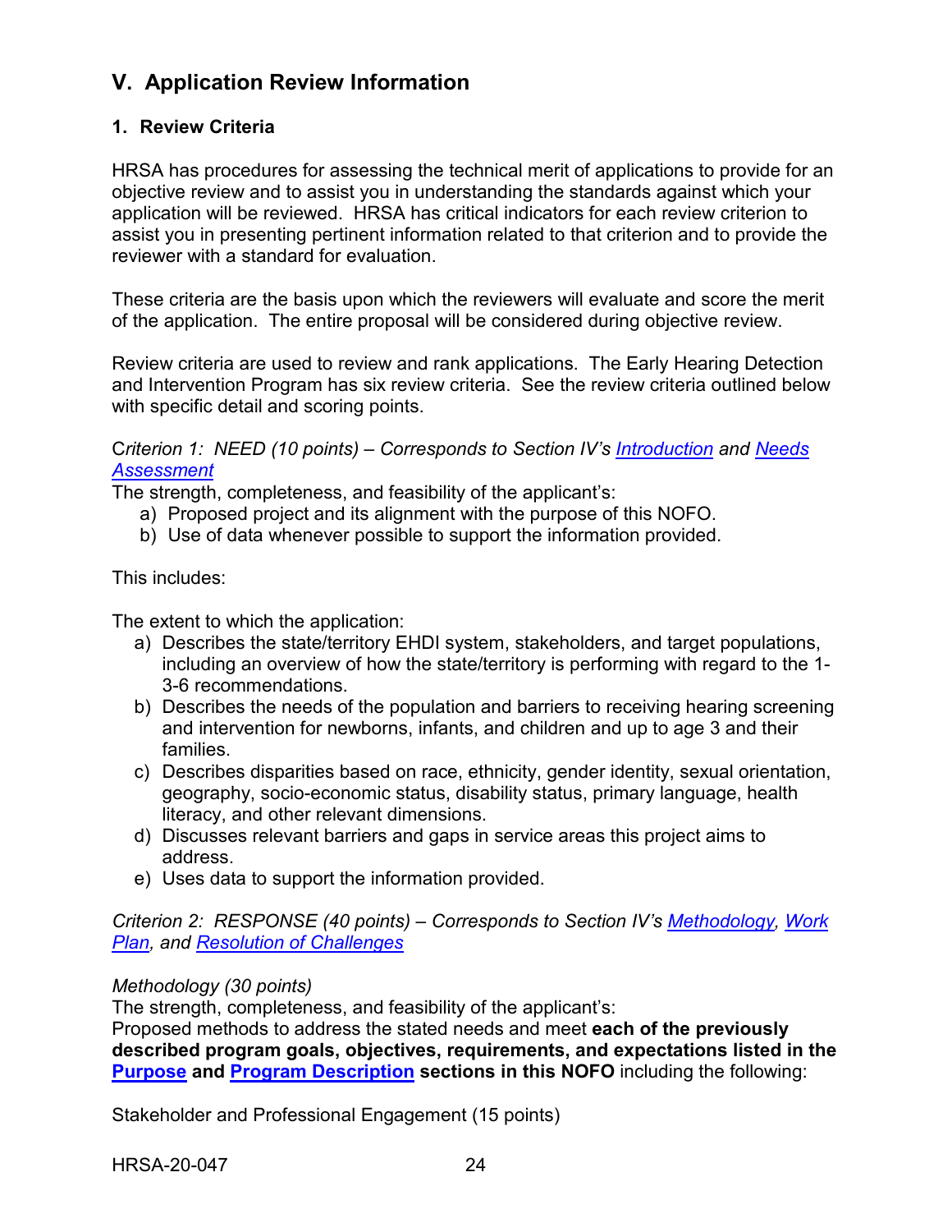## V. Application Review Information

### 1. Review Criteria

HRSA has procedures for assessing the technical merit of applications to provide for an objective review and to assist you in understanding the standards against which your application will be reviewed. HRSA has critical indicators for each review criterion to assist you in presenting pertinent information related to that criterion and to provide the reviewer with a standard for evaluation.

These criteria are the basis upon which the reviewers will evaluate and score the merit of the application. The entire proposal will be considered during objective review.

Review criteria are used to review and rank applications. The Early Hearing Detection and Intervention Program has six review criteria. See the review criteria outlined below with specific detail and scoring points.

*Criterion 1: NEED (10 points) – Corresponds to Section IV's Introduction and Needs Assessment*

The strength, completeness, and feasibility of the applicant's:

a) Proposed project and its alignment with the purpose of this NOFO.
b) Use of data whenever possible to support the information provided.

This includes:

The extent to which the application:

a) Describes the state/territory EHDI system, stakeholders, and target populations, including an overview of how the state/territory is performing with regard to the 1-3-6 recommendations.
b) Describes the needs of the population and barriers to receiving hearing screening and intervention for newborns, infants, and children and up to age 3 and their families.
c) Describes disparities based on race, ethnicity, gender identity, sexual orientation, geography, socio-economic status, disability status, primary language, health literacy, and other relevant dimensions.
d) Discusses relevant barriers and gaps in service areas this project aims to address.
e) Uses data to support the information provided.

*Criterion 2: RESPONSE (40 points) – Corresponds to Section IV's Methodology, Work Plan, and Resolution of Challenges*

*Methodology (30 points)*

The strength, completeness, and feasibility of the applicant's:

Proposed methods to address the stated needs and meet **each of the previously described program goals, objectives, requirements, and expectations listed in the Purpose and Program Description sections in this NOFO** including the following:

Stakeholder and Professional Engagement (15 points)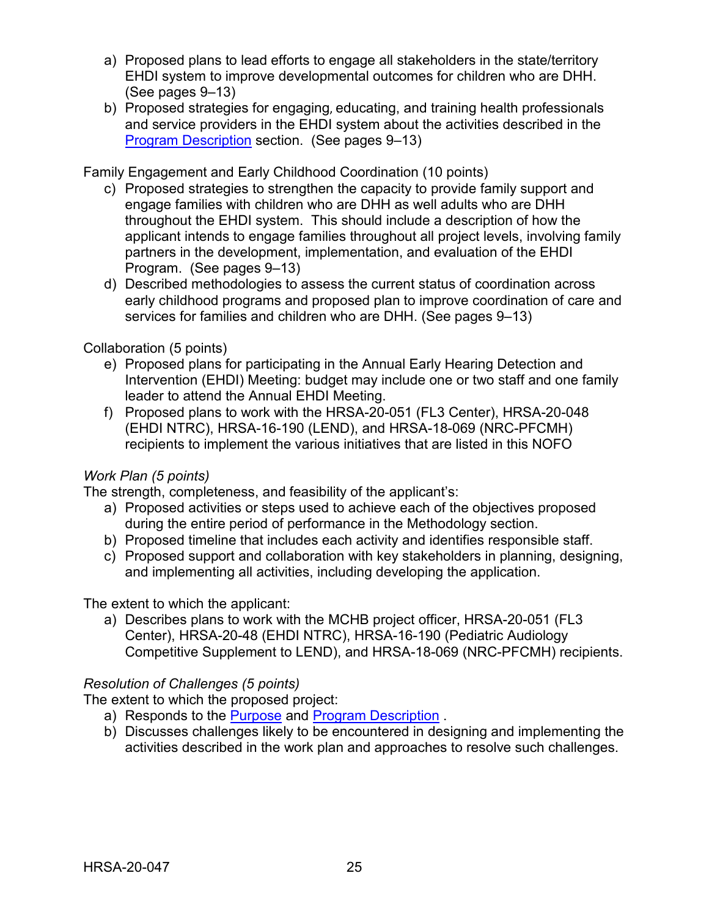a) Proposed plans to lead efforts to engage all stakeholders in the state/territory EHDI system to improve developmental outcomes for children who are DHH. (See pages 9–13)
b) Proposed strategies for engaging, educating, and training health professionals and service providers in the EHDI system about the activities described in the Program Description section. (See pages 9–13)

Family Engagement and Early Childhood Coordination (10 points)

c) Proposed strategies to strengthen the capacity to provide family support and engage families with children who are DHH as well adults who are DHH throughout the EHDI system. This should include a description of how the applicant intends to engage families throughout all project levels, involving family partners in the development, implementation, and evaluation of the EHDI Program. (See pages 9–13)
d) Described methodologies to assess the current status of coordination across early childhood programs and proposed plan to improve coordination of care and services for families and children who are DHH. (See pages 9–13)

Collaboration (5 points)

e) Proposed plans for participating in the Annual Early Hearing Detection and Intervention (EHDI) Meeting: budget may include one or two staff and one family leader to attend the Annual EHDI Meeting.
f) Proposed plans to work with the HRSA-20-051 (FL3 Center), HRSA-20-048 (EHDI NTRC), HRSA-16-190 (LEND), and HRSA-18-069 (NRC-PFCMH) recipients to implement the various initiatives that are listed in this NOFO

*Work Plan (5 points)*

The strength, completeness, and feasibility of the applicant's:

a) Proposed activities or steps used to achieve each of the objectives proposed during the entire period of performance in the Methodology section.
b) Proposed timeline that includes each activity and identifies responsible staff.
c) Proposed support and collaboration with key stakeholders in planning, designing, and implementing all activities, including developing the application.

The extent to which the applicant:

a) Describes plans to work with the MCHB project officer, HRSA-20-051 (FL3 Center), HRSA-20-48 (EHDI NTRC), HRSA-16-190 (Pediatric Audiology Competitive Supplement to LEND), and HRSA-18-069 (NRC-PFCMH) recipients.

*Resolution of Challenges (5 points)*

The extent to which the proposed project:

a) Responds to the Purpose and Program Description .
b) Discusses challenges likely to be encountered in designing and implementing the activities described in the work plan and approaches to resolve such challenges.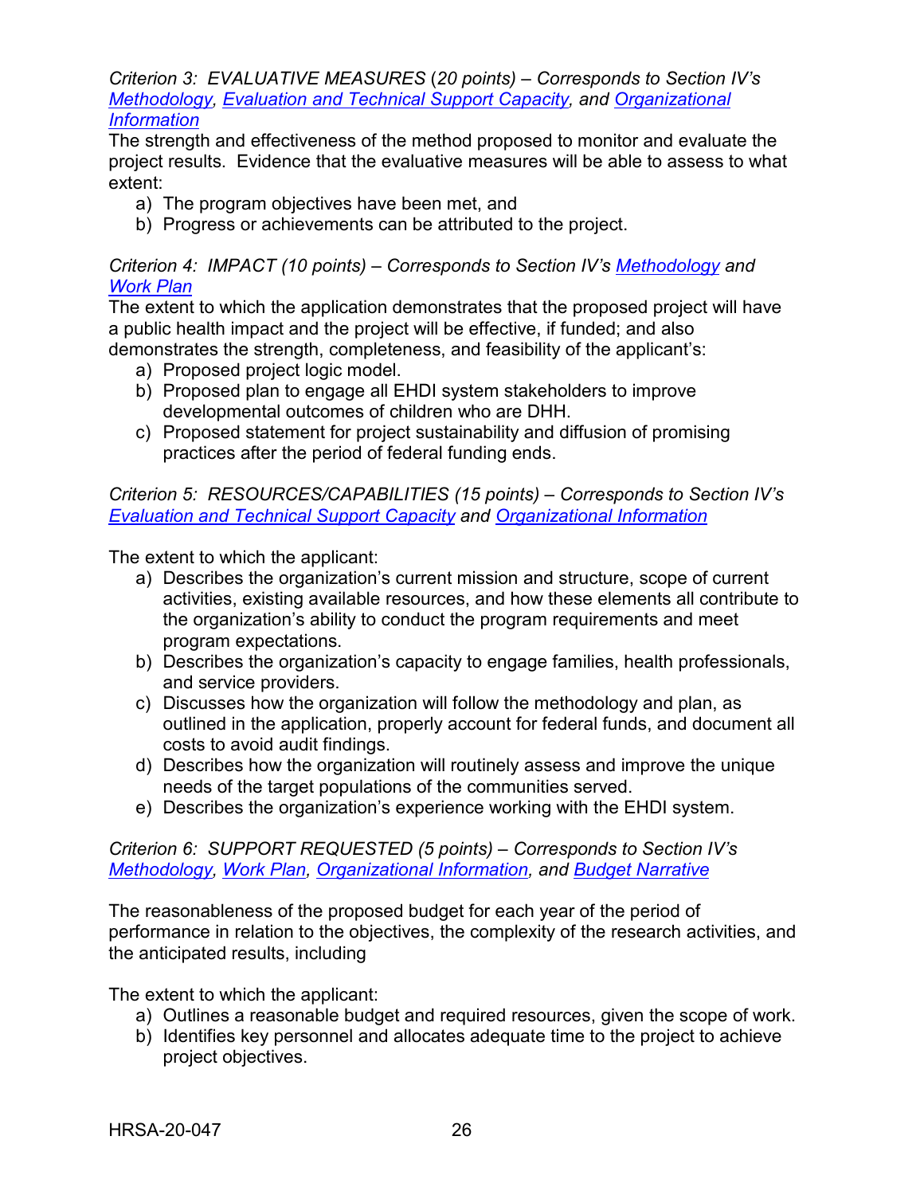*Criterion 3: EVALUATIVE MEASURES (20 points) – Corresponds to Section IV's [Methodology](), [Evaluation and Technical Support Capacity](), and [Organizational Information]()*

The strength and effectiveness of the method proposed to monitor and evaluate the project results. Evidence that the evaluative measures will be able to assess to what extent:

a) The program objectives have been met, and
b) Progress or achievements can be attributed to the project.

*Criterion 4: IMPACT (10 points) – Corresponds to Section IV's [Methodology]() and [Work Plan]()*

The extent to which the application demonstrates that the proposed project will have a public health impact and the project will be effective, if funded; and also demonstrates the strength, completeness, and feasibility of the applicant's:

a) Proposed project logic model.
b) Proposed plan to engage all EHDI system stakeholders to improve developmental outcomes of children who are DHH.
c) Proposed statement for project sustainability and diffusion of promising practices after the period of federal funding ends.

*Criterion 5: RESOURCES/CAPABILITIES (15 points) – Corresponds to Section IV's [Evaluation and Technical Support Capacity]() and [Organizational Information]()*

The extent to which the applicant:

a) Describes the organization's current mission and structure, scope of current activities, existing available resources, and how these elements all contribute to the organization's ability to conduct the program requirements and meet program expectations.
b) Describes the organization's capacity to engage families, health professionals, and service providers.
c) Discusses how the organization will follow the methodology and plan, as outlined in the application, properly account for federal funds, and document all costs to avoid audit findings.
d) Describes how the organization will routinely assess and improve the unique needs of the target populations of the communities served.
e) Describes the organization's experience working with the EHDI system.

*Criterion 6: SUPPORT REQUESTED (5 points) – Corresponds to Section IV's [Methodology](), [Work Plan](), [Organizational Information](), and [Budget Narrative]()*

The reasonableness of the proposed budget for each year of the period of performance in relation to the objectives, the complexity of the research activities, and the anticipated results, including

The extent to which the applicant:

a) Outlines a reasonable budget and required resources, given the scope of work.
b) Identifies key personnel and allocates adequate time to the project to achieve project objectives.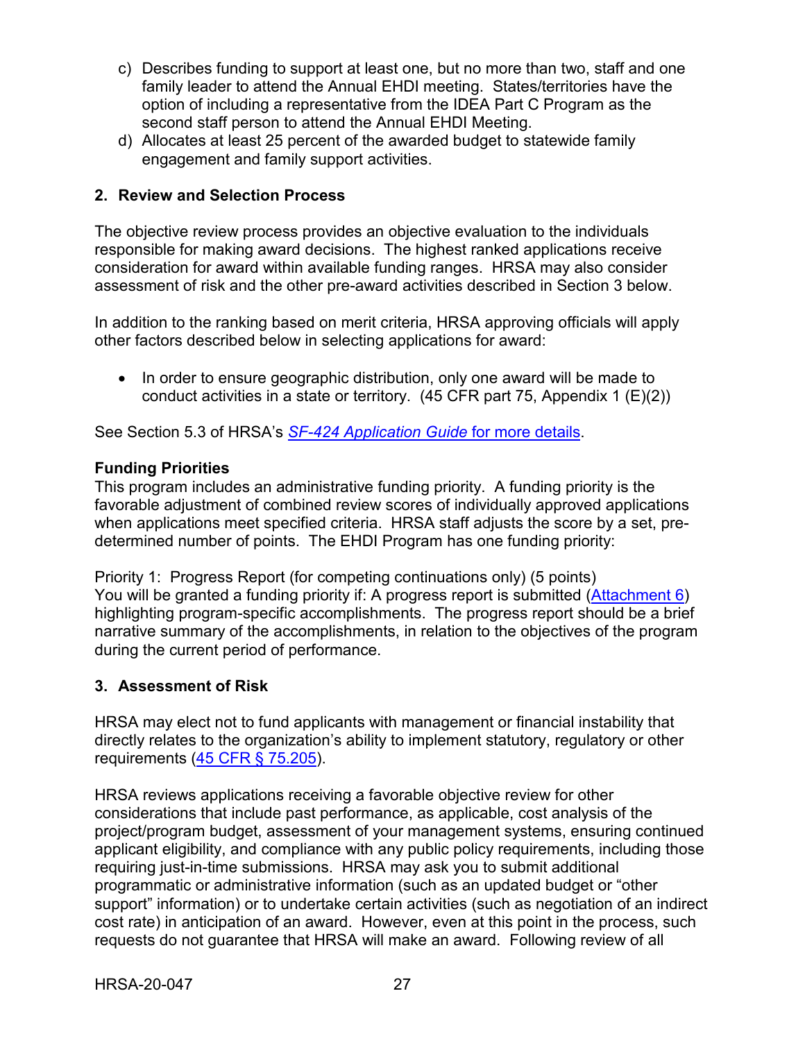c) Describes funding to support at least one, but no more than two, staff and one family leader to attend the Annual EHDI meeting. States/territories have the option of including a representative from the IDEA Part C Program as the second staff person to attend the Annual EHDI Meeting.
d) Allocates at least 25 percent of the awarded budget to statewide family engagement and family support activities.

## 2. Review and Selection Process

The objective review process provides an objective evaluation to the individuals responsible for making award decisions. The highest ranked applications receive consideration for award within available funding ranges. HRSA may also consider assessment of risk and the other pre-award activities described in Section 3 below.

In addition to the ranking based on merit criteria, HRSA approving officials will apply other factors described below in selecting applications for award:

- In order to ensure geographic distribution, only one award will be made to conduct activities in a state or territory. (45 CFR part 75, Appendix 1 (E)(2))

See Section 5.3 of HRSA's [*SF-424 Application Guide* for more details](#).

**Funding Priorities**
This program includes an administrative funding priority. A funding priority is the favorable adjustment of combined review scores of individually approved applications when applications meet specified criteria. HRSA staff adjusts the score by a set, pre-determined number of points. The EHDI Program has one funding priority:

Priority 1: Progress Report (for competing continuations only) (5 points)
You will be granted a funding priority if: A progress report is submitted ([Attachment 6](#)) highlighting program-specific accomplishments. The progress report should be a brief narrative summary of the accomplishments, in relation to the objectives of the program during the current period of performance.

## 3. Assessment of Risk

HRSA may elect not to fund applicants with management or financial instability that directly relates to the organization's ability to implement statutory, regulatory or other requirements ([45 CFR § 75.205](#)).

HRSA reviews applications receiving a favorable objective review for other considerations that include past performance, as applicable, cost analysis of the project/program budget, assessment of your management systems, ensuring continued applicant eligibility, and compliance with any public policy requirements, including those requiring just-in-time submissions. HRSA may ask you to submit additional programmatic or administrative information (such as an updated budget or "other support" information) or to undertake certain activities (such as negotiation of an indirect cost rate) in anticipation of an award. However, even at this point in the process, such requests do not guarantee that HRSA will make an award. Following review of all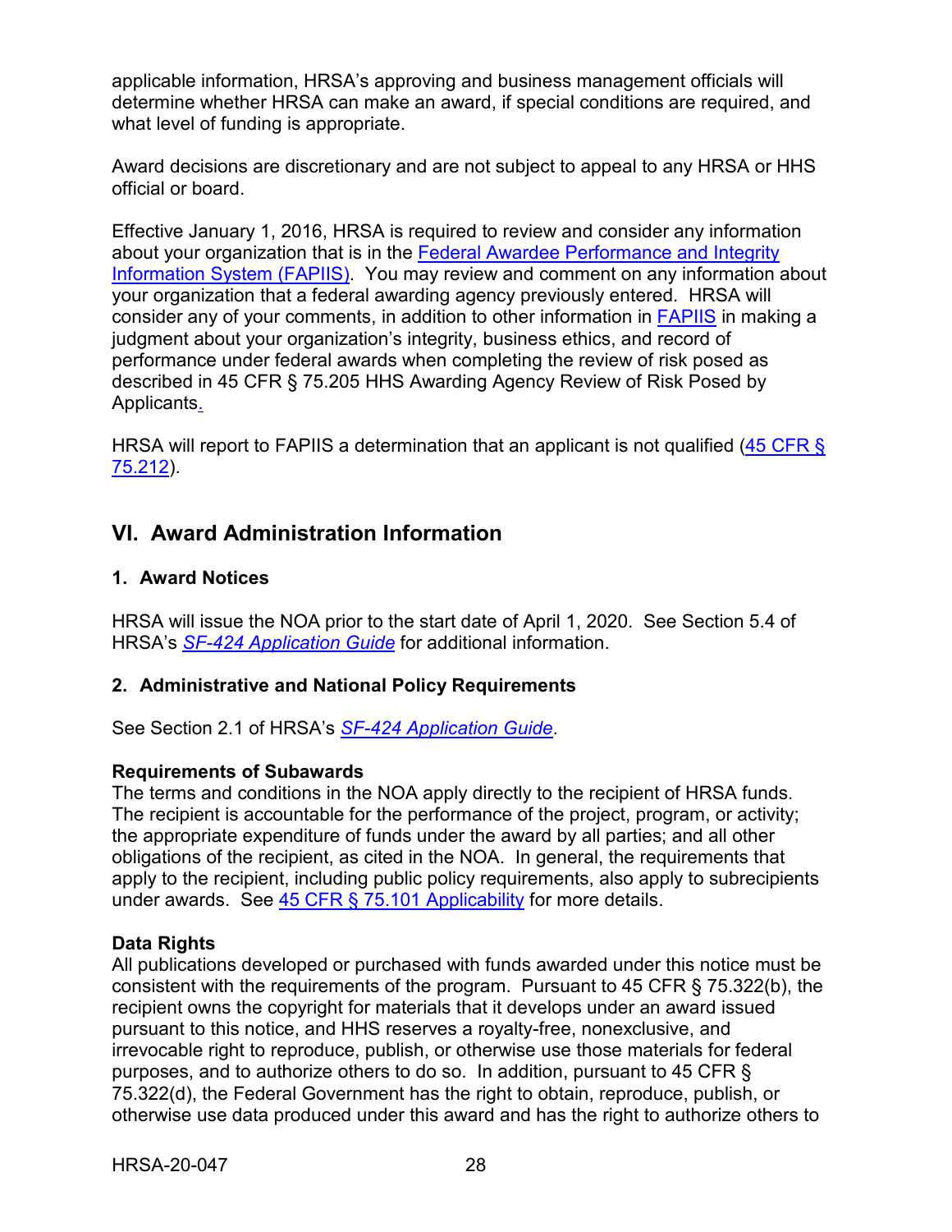applicable information, HRSA's approving and business management officials will determine whether HRSA can make an award, if special conditions are required, and what level of funding is appropriate.

Award decisions are discretionary and are not subject to appeal to any HRSA or HHS official or board.

Effective January 1, 2016, HRSA is required to review and consider any information about your organization that is in the Federal Awardee Performance and Integrity Information System (FAPIIS). You may review and comment on any information about your organization that a federal awarding agency previously entered. HRSA will consider any of your comments, in addition to other information in FAPIIS in making a judgment about your organization's integrity, business ethics, and record of performance under federal awards when completing the review of risk posed as described in 45 CFR § 75.205 HHS Awarding Agency Review of Risk Posed by Applicants.

HRSA will report to FAPIIS a determination that an applicant is not qualified (45 CFR § 75.212).

## VI. Award Administration Information

### 1. Award Notices

HRSA will issue the NOA prior to the start date of April 1, 2020. See Section 5.4 of HRSA's *SF-424 Application Guide* for additional information.

### 2. Administrative and National Policy Requirements

See Section 2.1 of HRSA's *SF-424 Application Guide*.

**Requirements of Subawards**
The terms and conditions in the NOA apply directly to the recipient of HRSA funds. The recipient is accountable for the performance of the project, program, or activity; the appropriate expenditure of funds under the award by all parties; and all other obligations of the recipient, as cited in the NOA. In general, the requirements that apply to the recipient, including public policy requirements, also apply to subrecipients under awards. See 45 CFR § 75.101 Applicability for more details.

**Data Rights**
All publications developed or purchased with funds awarded under this notice must be consistent with the requirements of the program. Pursuant to 45 CFR § 75.322(b), the recipient owns the copyright for materials that it develops under an award issued pursuant to this notice, and HHS reserves a royalty-free, nonexclusive, and irrevocable right to reproduce, publish, or otherwise use those materials for federal purposes, and to authorize others to do so. In addition, pursuant to 45 CFR § 75.322(d), the Federal Government has the right to obtain, reproduce, publish, or otherwise use data produced under this award and has the right to authorize others to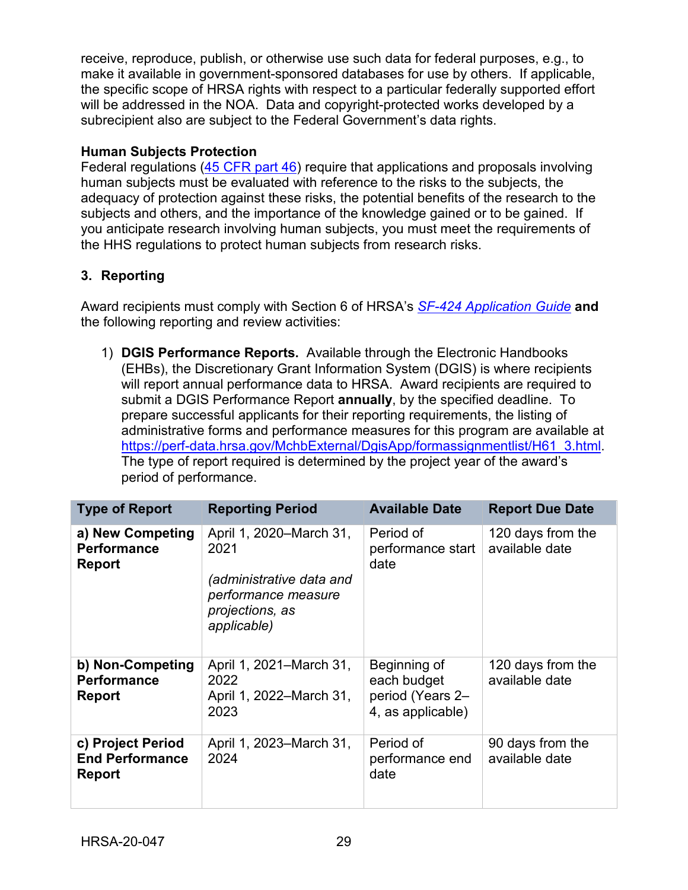receive, reproduce, publish, or otherwise use such data for federal purposes, e.g., to make it available in government-sponsored databases for use by others. If applicable, the specific scope of HRSA rights with respect to a particular federally supported effort will be addressed in the NOA. Data and copyright-protected works developed by a subrecipient also are subject to the Federal Government's data rights.

**Human Subjects Protection**
Federal regulations ([45 CFR part 46](45 CFR part 46)) require that applications and proposals involving human subjects must be evaluated with reference to the risks to the subjects, the adequacy of protection against these risks, the potential benefits of the research to the subjects and others, and the importance of the knowledge gained or to be gained. If you anticipate research involving human subjects, you must meet the requirements of the HHS regulations to protect human subjects from research risks.

### 3. Reporting

Award recipients must comply with Section 6 of HRSA's *[SF-424 Application Guide](SF-424 Application Guide)* **and** the following reporting and review activities:

1) **DGIS Performance Reports.** Available through the Electronic Handbooks (EHBs), the Discretionary Grant Information System (DGIS) is where recipients will report annual performance data to HRSA. Award recipients are required to submit a DGIS Performance Report **annually**, by the specified deadline. To prepare successful applicants for their reporting requirements, the listing of administrative forms and performance measures for this program are available at https://perf-data.hrsa.gov/MchbExternal/DgisApp/formassignmentlist/H61_3.html. The type of report required is determined by the project year of the award's period of performance.

| Type of Report | Reporting Period | Available Date | Report Due Date |
|---|---|---|---|
| **a) New Competing Performance Report** | April 1, 2020–March 31, 2021 <br><br> *(administrative data and performance measure projections, as applicable)* | Period of performance start date | 120 days from the available date |
| **b) Non-Competing Performance Report** | April 1, 2021–March 31, 2022 <br> April 1, 2022–March 31, 2023 | Beginning of each budget period (Years 2–4, as applicable) | 120 days from the available date |
| **c) Project Period End Performance Report** | April 1, 2023–March 31, 2024 | Period of performance end date | 90 days from the available date |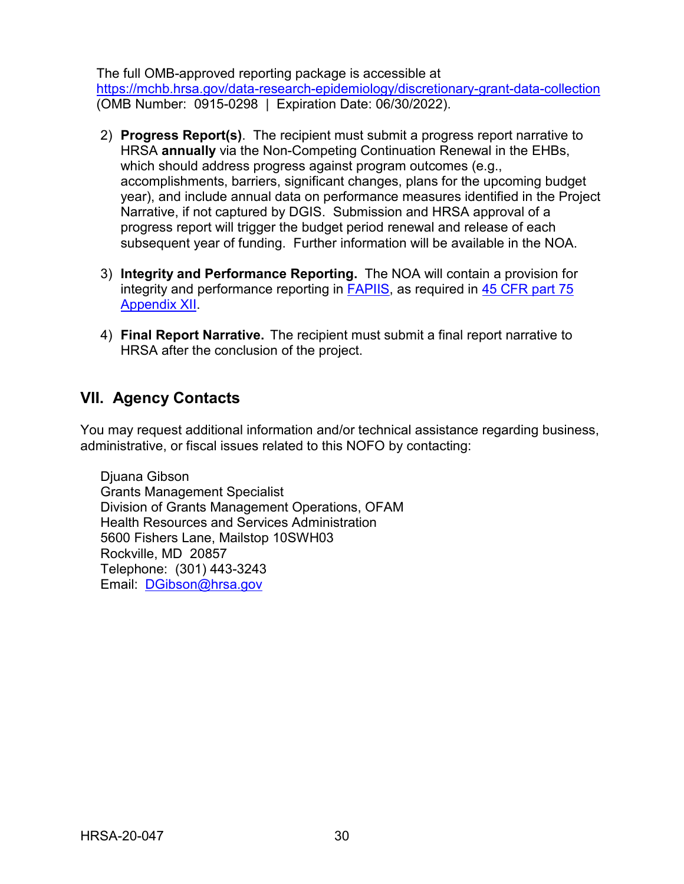The full OMB-approved reporting package is accessible at https://mchb.hrsa.gov/data-research-epidemiology/discretionary-grant-data-collection (OMB Number: 0915-0298 | Expiration Date: 06/30/2022).

2) **Progress Report(s)**. The recipient must submit a progress report narrative to HRSA **annually** via the Non-Competing Continuation Renewal in the EHBs, which should address progress against program outcomes (e.g., accomplishments, barriers, significant changes, plans for the upcoming budget year), and include annual data on performance measures identified in the Project Narrative, if not captured by DGIS. Submission and HRSA approval of a progress report will trigger the budget period renewal and release of each subsequent year of funding. Further information will be available in the NOA.

3) **Integrity and Performance Reporting.** The NOA will contain a provision for integrity and performance reporting in FAPIIS, as required in 45 CFR part 75 Appendix XII.

4) **Final Report Narrative.** The recipient must submit a final report narrative to HRSA after the conclusion of the project.

## VII. Agency Contacts

You may request additional information and/or technical assistance regarding business, administrative, or fiscal issues related to this NOFO by contacting:

Djuana Gibson
Grants Management Specialist
Division of Grants Management Operations, OFAM
Health Resources and Services Administration
5600 Fishers Lane, Mailstop 10SWH03
Rockville, MD 20857
Telephone: (301) 443-3243
Email: DGibson@hrsa.gov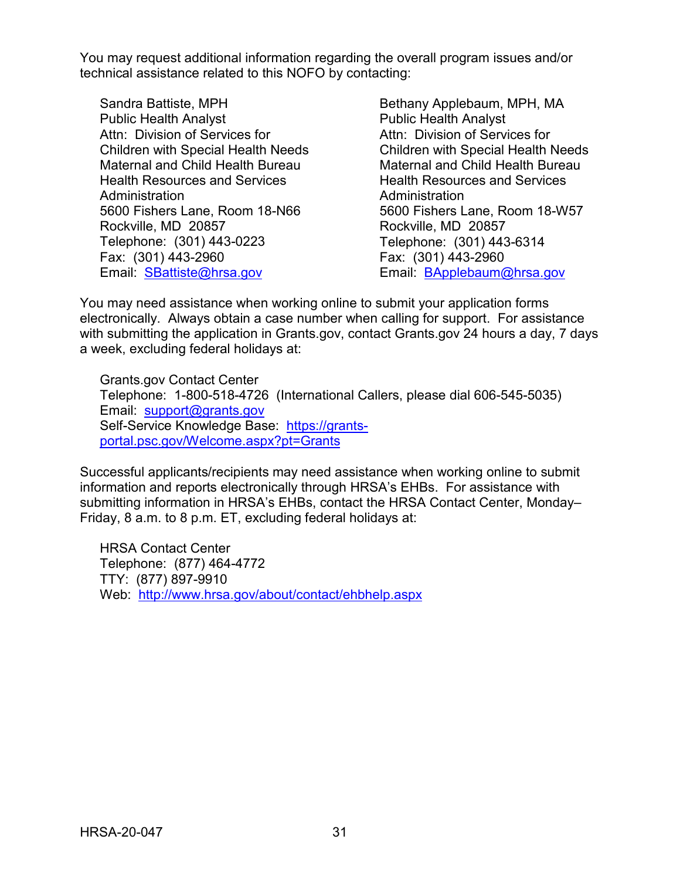You may request additional information regarding the overall program issues and/or technical assistance related to this NOFO by contacting:

Sandra Battiste, MPH
Public Health Analyst
Attn: Division of Services for Children with Special Health Needs
Maternal and Child Health Bureau
Health Resources and Services Administration
5600 Fishers Lane, Room 18-N66
Rockville, MD 20857
Telephone: (301) 443-0223
Fax: (301) 443-2960
Email: SBattiste@hrsa.gov

Bethany Applebaum, MPH, MA
Public Health Analyst
Attn: Division of Services for Children with Special Health Needs
Maternal and Child Health Bureau
Health Resources and Services Administration
5600 Fishers Lane, Room 18-W57
Rockville, MD 20857
Telephone: (301) 443-6314
Fax: (301) 443-2960
Email: BApplebaum@hrsa.gov

You may need assistance when working online to submit your application forms electronically. Always obtain a case number when calling for support. For assistance with submitting the application in Grants.gov, contact Grants.gov 24 hours a day, 7 days a week, excluding federal holidays at:

Grants.gov Contact Center
Telephone: 1-800-518-4726 (International Callers, please dial 606-545-5035)
Email: support@grants.gov
Self-Service Knowledge Base: https://grants-portal.psc.gov/Welcome.aspx?pt=Grants

Successful applicants/recipients may need assistance when working online to submit information and reports electronically through HRSA's EHBs. For assistance with submitting information in HRSA's EHBs, contact the HRSA Contact Center, Monday–Friday, 8 a.m. to 8 p.m. ET, excluding federal holidays at:

HRSA Contact Center
Telephone: (877) 464-4772
TTY: (877) 897-9910
Web: http://www.hrsa.gov/about/contact/ehbhelp.aspx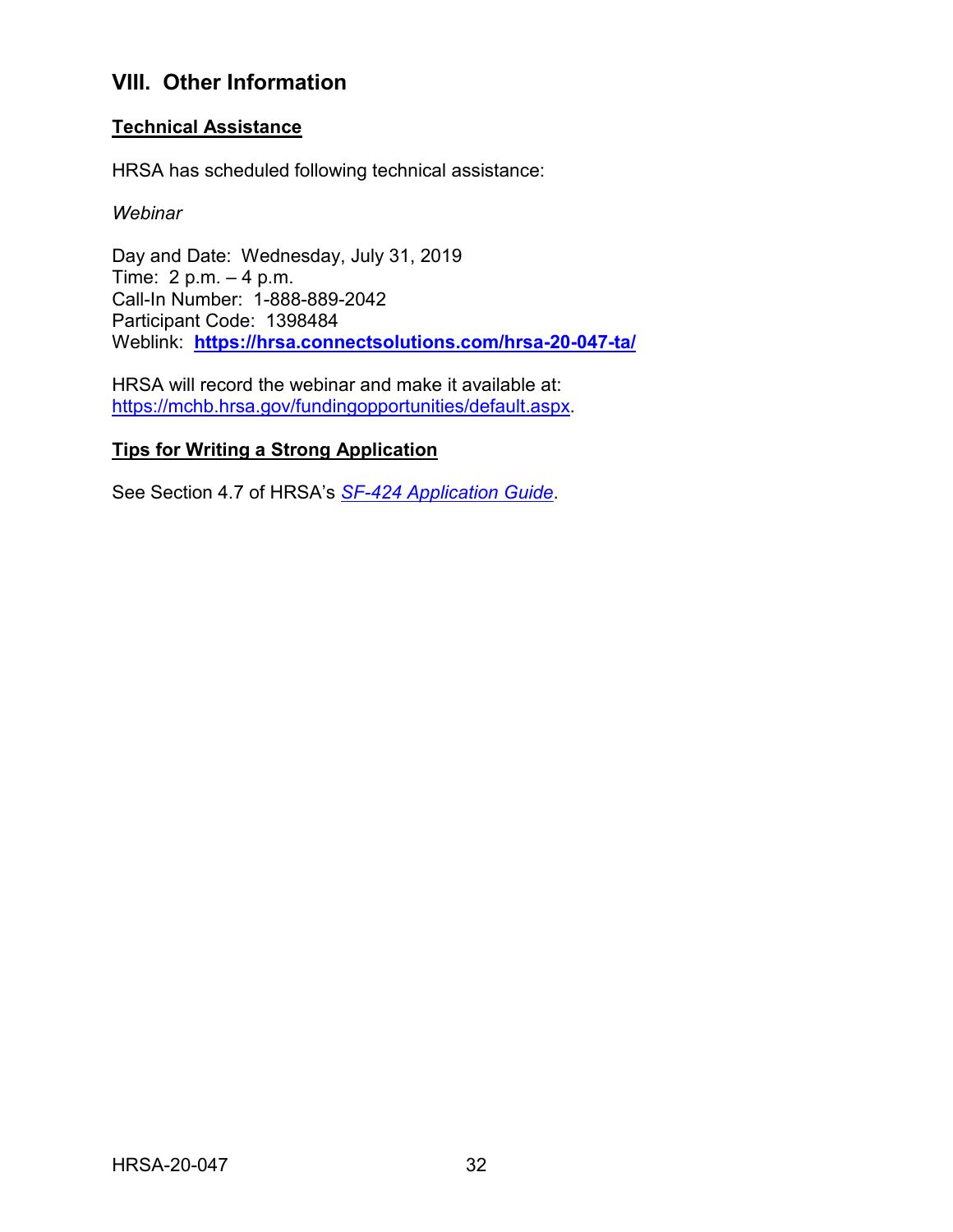## VIII. Other Information

### Technical Assistance

HRSA has scheduled following technical assistance:

*Webinar*

Day and Date: Wednesday, July 31, 2019
Time: 2 p.m. – 4 p.m.
Call-In Number: 1-888-889-2042
Participant Code: 1398484
Weblink: **https://hrsa.connectsolutions.com/hrsa-20-047-ta/**

HRSA will record the webinar and make it available at: https://mchb.hrsa.gov/fundingopportunities/default.aspx.

### Tips for Writing a Strong Application

See Section 4.7 of HRSA's *SF-424 Application Guide*.